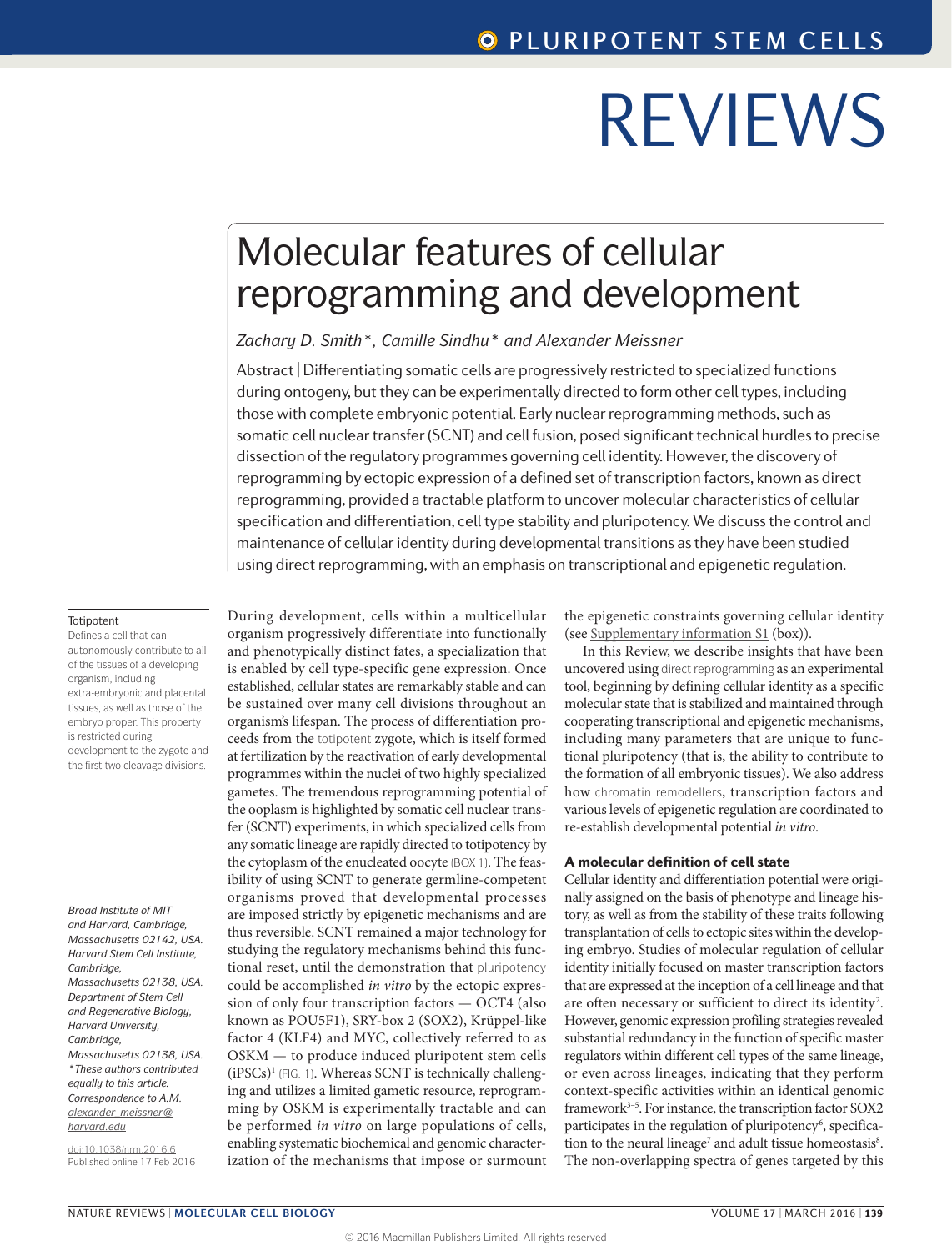# Molecular features of cellular reprogramming and development

*Zachary D. Smith\*, Camille Sindhu\* and Alexander Meissner*

Abstract | Differentiating somatic cells are progressively restricted to specialized functions during ontogeny, but they can be experimentally directed to form other cell types, including those with complete embryonic potential. Early nuclear reprogramming methods, such as somatic cell nuclear transfer (SCNT) and cell fusion, posed significant technical hurdles to precise dissection of the regulatory programmes governing cell identity. However, the discovery of reprogramming by ectopic expression of a defined set of transcription factors, known as direct reprogramming, provided a tractable platform to uncover molecular characteristics of cellular specification and differentiation, cell type stability and pluripotency. We discuss the control and maintenance of cellular identity during developmental transitions as they have been studied using direct reprogramming, with an emphasis on transcriptional and epigenetic regulation.

Totipotent
Defines a cell that can autonomously contribute to all of the tissues of a developing organism, including extra-embryonic and placental tissues, as well as those of the embryo proper. This property is restricted during development to the zygote and the first two cleavage divisions.

*Broad Institute of MIT and Harvard, Cambridge, Massachusetts 02142, USA. Harvard Stem Cell Institute, Cambridge, Massachusetts 02138, USA. Department of Stem Cell and Regenerative Biology, Harvard University, Cambridge, Massachusetts 02138, USA.*
*\*These authors contributed equally to this article.*
*Correspondence to A.M. alexander_meissner@harvard.edu*

doi:10.1038/nrm.2016.6
Published online 17 Feb 2016

During development, cells within a multicellular organism progressively differentiate into functionally and phenotypically distinct fates, a specialization that is enabled by cell type-specific gene expression. Once established, cellular states are remarkably stable and can be sustained over many cell divisions throughout an organism's lifespan. The process of differentiation proceeds from the totipotent zygote, which is itself formed at fertilization by the reactivation of early developmental programmes within the nuclei of two highly specialized gametes. The tremendous reprogramming potential of the ooplasm is highlighted by somatic cell nuclear transfer (SCNT) experiments, in which specialized cells from any somatic lineage are rapidly directed to totipotency by the cytoplasm of the enucleated oocyte (BOX 1). The feasibility of using SCNT to generate germline-competent organisms proved that developmental processes are imposed strictly by epigenetic mechanisms and are thus reversible. SCNT remained a major technology for studying the regulatory mechanisms behind this functional reset, until the demonstration that pluripotency could be accomplished *in vitro* by the ectopic expression of only four transcription factors — OCT4 (also known as POU5F1), SRY-box 2 (SOX2), Krüppel-like factor 4 (KLF4) and MYC, collectively referred to as OSKM — to produce induced pluripotent stem cells (iPSCs)[1] (FIG. 1). Whereas SCNT is technically challenging and utilizes a limited gametic resource, reprogramming by OSKM is experimentally tractable and can be performed *in vitro* on large populations of cells, enabling systematic biochemical and genomic characterization of the mechanisms that impose or surmount the epigenetic constraints governing cellular identity (see Supplementary information S1 (box)).

In this Review, we describe insights that have been uncovered using direct reprogramming as an experimental tool, beginning by defining cellular identity as a specific molecular state that is stabilized and maintained through cooperating transcriptional and epigenetic mechanisms, including many parameters that are unique to functional pluripotency (that is, the ability to contribute to the formation of all embryonic tissues). We also address how chromatin remodellers, transcription factors and various levels of epigenetic regulation are coordinated to re-establish developmental potential *in vitro*.

### A molecular definition of cell state

Cellular identity and differentiation potential were originally assigned on the basis of phenotype and lineage history, as well as from the stability of these traits following transplantation of cells to ectopic sites within the developing embryo. Studies of molecular regulation of cellular identity initially focused on master transcription factors that are expressed at the inception of a cell lineage and that are often necessary or sufficient to direct its identity[2]. However, genomic expression profiling strategies revealed substantial redundancy in the function of specific master regulators within different cell types of the same lineage, or even across lineages, indicating that they perform context-specific activities within an identical genomic framework[3–5]. For instance, the transcription factor SOX2 participates in the regulation of pluripotency[6], specification to the neural lineage[7] and adult tissue homeostasis[8]. The non-overlapping spectra of genes targeted by this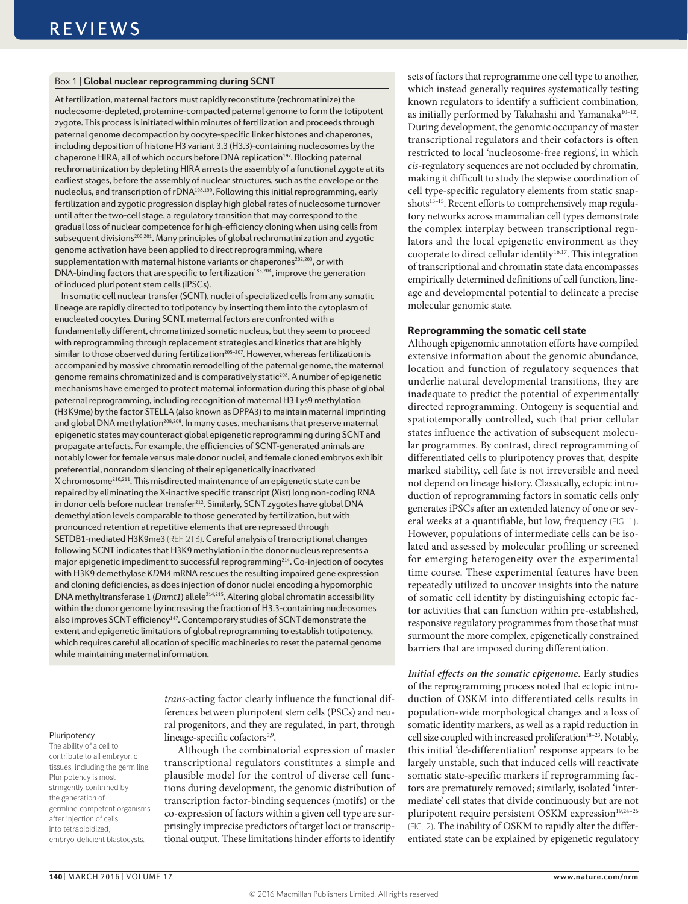## Box 1 | Global nuclear reprogramming during SCNT

At fertilization, maternal factors must rapidly reconstitute (rechromatinize) the nucleosome-depleted, protamine-compacted paternal genome to form the totipotent zygote. This process is initiated within minutes of fertilization and proceeds through paternal genome decompaction by oocyte-specific linker histones and chaperones, including deposition of histone H3 variant 3.3 (H3.3)-containing nucleosomes by the chaperone HIRA, all of which occurs before DNA replication[197]. Blocking paternal rechromatinization by depleting HIRA arrests the assembly of a functional zygote at its earliest stages, before the assembly of nuclear structures, such as the envelope or the nucleolus, and transcription of rDNA[198,199]. Following this initial reprogramming, early fertilization and zygotic progression display high global rates of nucleosome turnover until after the two-cell stage, a regulatory transition that may correspond to the gradual loss of nuclear competence for high-efficiency cloning when using cells from subsequent divisions[200,201]. Many principles of global rechromatinization and zygotic genome activation have been applied to direct reprogramming, where supplementation with maternal histone variants or chaperones[202,203], or with DNA-binding factors that are specific to fertilization[183,204], improve the generation of induced pluripotent stem cells (iPSCs).

In somatic cell nuclear transfer (SCNT), nuclei of specialized cells from any somatic lineage are rapidly directed to totipotency by inserting them into the cytoplasm of enucleated oocytes. During SCNT, maternal factors are confronted with a fundamentally different, chromatinized somatic nucleus, but they seem to proceed with reprogramming through replacement strategies and kinetics that are highly similar to those observed during fertilization[205–207]. However, whereas fertilization is accompanied by massive chromatin remodelling of the paternal genome, the maternal genome remains chromatinized and is comparatively static[208]. A number of epigenetic mechanisms have emerged to protect maternal information during this phase of global paternal reprogramming, including recognition of maternal H3 Lys9 methylation (H3K9me) by the factor STELLA (also known as DPPA3) to maintain maternal imprinting and global DNA methylation[208,209]. In many cases, mechanisms that preserve maternal epigenetic states may counteract global epigenetic reprogramming during SCNT and propagate artefacts. For example, the efficiencies of SCNT-generated animals are notably lower for female versus male donor nuclei, and female cloned embryos exhibit preferential, nonrandom silencing of their epigenetically inactivated X chromosome[210,211]. This misdirected maintenance of an epigenetic state can be repaired by eliminating the X-inactive specific transcript (*Xist*) long non-coding RNA in donor cells before nuclear transfer[212]. Similarly, SCNT zygotes have global DNA demethylation levels comparable to those generated by fertilization, but with pronounced retention at repetitive elements that are repressed through SETDB1-mediated H3K9me3 (REF. 213). Careful analysis of transcriptional changes following SCNT indicates that H3K9 methylation in the donor nucleus represents a major epigenetic impediment to successful reprogramming[214]. Co-injection of oocytes with H3K9 demethylase *KDM4* mRNA rescues the resulting impaired gene expression and cloning deficiencies, as does injection of donor nuclei encoding a hypomorphic DNA methyltransferase 1 (*Dnmt1*) allele[214,215]. Altering global chromatin accessibility within the donor genome by increasing the fraction of H3.3-containing nucleosomes also improves SCNT efficiency[147]. Contemporary studies of SCNT demonstrate the extent and epigenetic limitations of global reprogramming to establish totipotency, which requires careful allocation of specific machineries to reset the paternal genome while maintaining maternal information.

**Pluripotency**
The ability of a cell to contribute to all embryonic tissues, including the germ line. Pluripotency is most stringently confirmed by the generation of germline-competent organisms after injection of cells into tetraploidized, embryo-deficient blastocysts.

*trans*-acting factor clearly influence the functional differences between pluripotent stem cells (PSCs) and neural progenitors, and they are regulated, in part, through lineage-specific cofactors[5,9].

Although the combinatorial expression of master transcriptional regulators constitutes a simple and plausible model for the control of diverse cell functions during development, the genomic distribution of transcription factor-binding sequences (motifs) or the co-expression of factors within a given cell type are surprisingly imprecise predictors of target loci or transcriptional output. These limitations hinder efforts to identify sets of factors that reprogramme one cell type to another, which instead generally requires systematically testing known regulators to identify a sufficient combination, as initially performed by Takahashi and Yamanaka[10–12]. During development, the genomic occupancy of master transcriptional regulators and their cofactors is often restricted to local 'nucleosome-free regions', in which *cis*-regulatory sequences are not occluded by chromatin, making it difficult to study the stepwise coordination of cell type-specific regulatory elements from static snapshots[13–15]. Recent efforts to comprehensively map regulatory networks across mammalian cell types demonstrate the complex interplay between transcriptional regulators and the local epigenetic environment as they cooperate to direct cellular identity[16,17]. This integration of transcriptional and chromatin state data encompasses empirically determined definitions of cell function, lineage and developmental potential to delineate a precise molecular genomic state.

## Reprogramming the somatic cell state

Although epigenomic annotation efforts have compiled extensive information about the genomic abundance, location and function of regulatory sequences that underlie natural developmental transitions, they are inadequate to predict the potential of experimentally directed reprogramming. Ontogeny is sequential and spatiotemporally controlled, such that prior cellular states influence the activation of subsequent molecular programmes. By contrast, direct reprogramming of differentiated cells to pluripotency proves that, despite marked stability, cell fate is not irreversible and need not depend on lineage history. Classically, ectopic introduction of reprogramming factors in somatic cells only generates iPSCs after an extended latency of one or several weeks at a quantifiable, but low, frequency (FIG. 1). However, populations of intermediate cells can be isolated and assessed by molecular profiling or screened for emerging heterogeneity over the experimental time course. These experimental features have been repeatedly utilized to uncover insights into the nature of somatic cell identity by distinguishing ectopic factor activities that can function within pre-established, responsive regulatory programmes from those that must surmount the more complex, epigenetically constrained barriers that are imposed during differentiation.

***Initial effects on the somatic epigenome.*** Early studies of the reprogramming process noted that ectopic introduction of OSKM into differentiated cells results in population-wide morphological changes and a loss of somatic identity markers, as well as a rapid reduction in cell size coupled with increased proliferation[18–23]. Notably, this initial 'de-differentiation' response appears to be largely unstable, such that induced cells will reactivate somatic state-specific markers if reprogramming factors are prematurely removed; similarly, isolated 'intermediate' cell states that divide continuously but are not pluripotent require persistent OSKM expression[19,24–26] (FIG. 2). The inability of OSKM to rapidly alter the differentiated state can be explained by epigenetic regulatory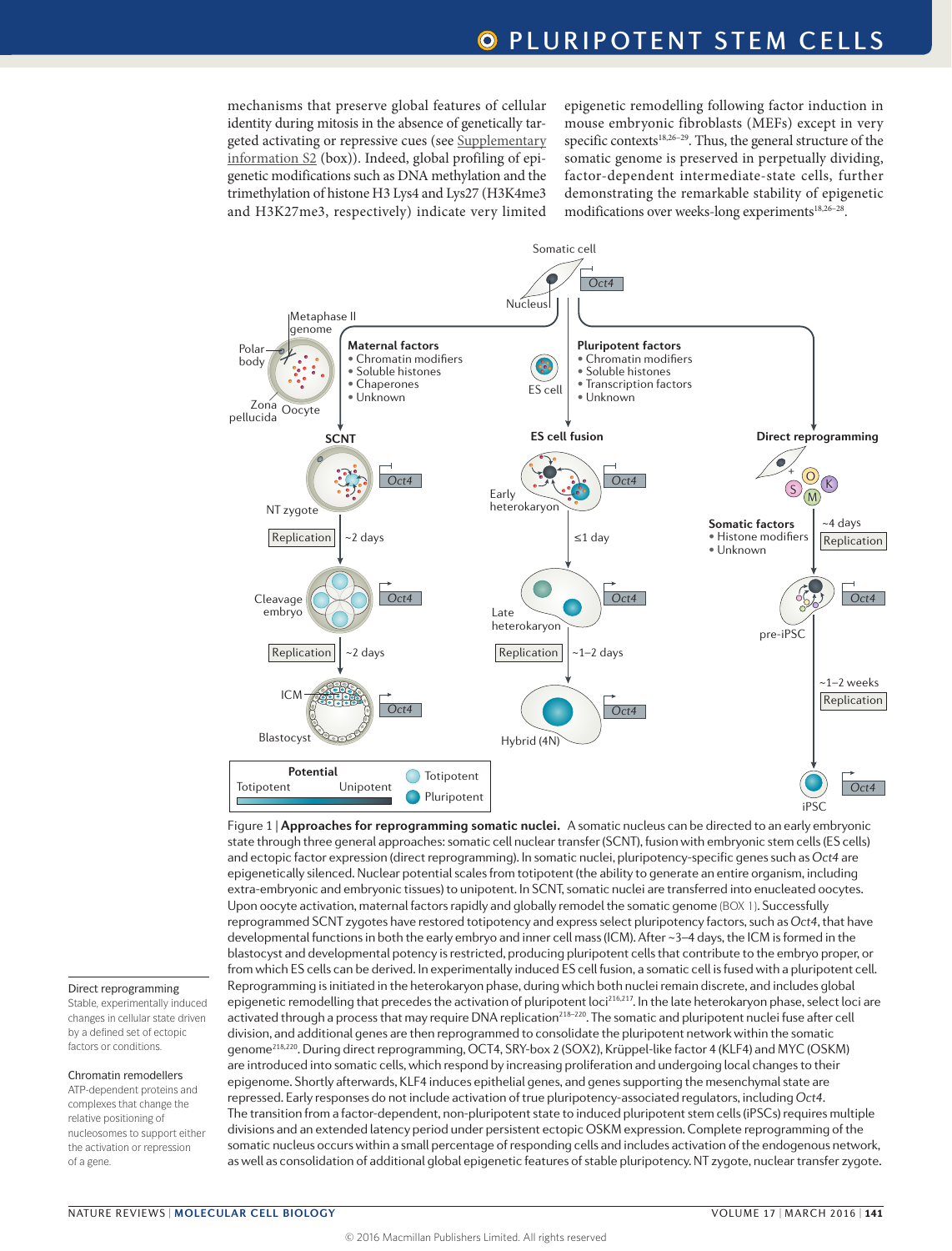mechanisms that preserve global features of cellular identity during mitosis in the absence of genetically targeted activating or repressive cues (see Supplementary information S2 (box)). Indeed, global profiling of epigenetic modifications such as DNA methylation and the trimethylation of histone H3 Lys4 and Lys27 (H3K4me3 and H3K27me3, respectively) indicate very limited epigenetic remodelling following factor induction in mouse embryonic fibroblasts (MEFs) except in very specific contexts[18,26–29]. Thus, the general structure of the somatic genome is preserved in perpetually dividing, factor-dependent intermediate-state cells, further demonstrating the remarkable stability of epigenetic modifications over weeks-long experiments[18,26–28].

Figure 1 | **Approaches for reprogramming somatic nuclei.** A somatic nucleus can be directed to an early embryonic state through three general approaches: somatic cell nuclear transfer (SCNT), fusion with embryonic stem cells (ES cells) and ectopic factor expression (direct reprogramming). In somatic nuclei, pluripotency-specific genes such as *Oct4* are epigenetically silenced. Nuclear potential scales from totipotent (the ability to generate an entire organism, including extra-embryonic and embryonic tissues) to unipotent. In SCNT, somatic nuclei are transferred into enucleated oocytes. Upon oocyte activation, maternal factors rapidly and globally remodel the somatic genome (BOX 1). Successfully reprogrammed SCNT zygotes have restored totipotency and express select pluripotency factors, such as *Oct4*, that have developmental functions in both the early embryo and inner cell mass (ICM). After ~3–4 days, the ICM is formed in the blastocyst and developmental potency is restricted, producing pluripotent cells that contribute to the embryo proper, or from which ES cells can be derived. In experimentally induced ES cell fusion, a somatic cell is fused with a pluripotent cell. Reprogramming is initiated in the heterokaryon phase, during which both nuclei remain discrete, and includes global epigenetic remodelling that precedes the activation of pluripotent loci[216,217]. In the late heterokaryon phase, select loci are activated through a process that may require DNA replication[218–220]. The somatic and pluripotent nuclei fuse after cell division, and additional genes are then reprogrammed to consolidate the pluripotent network within the somatic genome[218,220]. During direct reprogramming, OCT4, SRY-box 2 (SOX2), Krüppel-like factor 4 (KLF4) and MYC (OSKM) are introduced into somatic cells, which respond by increasing proliferation and undergoing local changes to their epigenome. Shortly afterwards, KLF4 induces epithelial genes, and genes supporting the mesenchymal state are repressed. Early responses do not include activation of true pluripotency-associated regulators, including *Oct4*. The transition from a factor-dependent, non-pluripotent state to induced pluripotent stem cells (iPSCs) requires multiple divisions and an extended latency period under persistent ectopic OSKM expression. Complete reprogramming of the somatic nucleus occurs within a small percentage of responding cells and includes activation of the endogenous network, as well as consolidation of additional global epigenetic features of stable pluripotency. NT zygote, nuclear transfer zygote.

Direct reprogramming
Stable, experimentally induced changes in cellular state driven by a defined set of ectopic factors or conditions.

Chromatin remodellers
ATP-dependent proteins and complexes that change the relative positioning of nucleosomes to support either the activation or repression of a gene.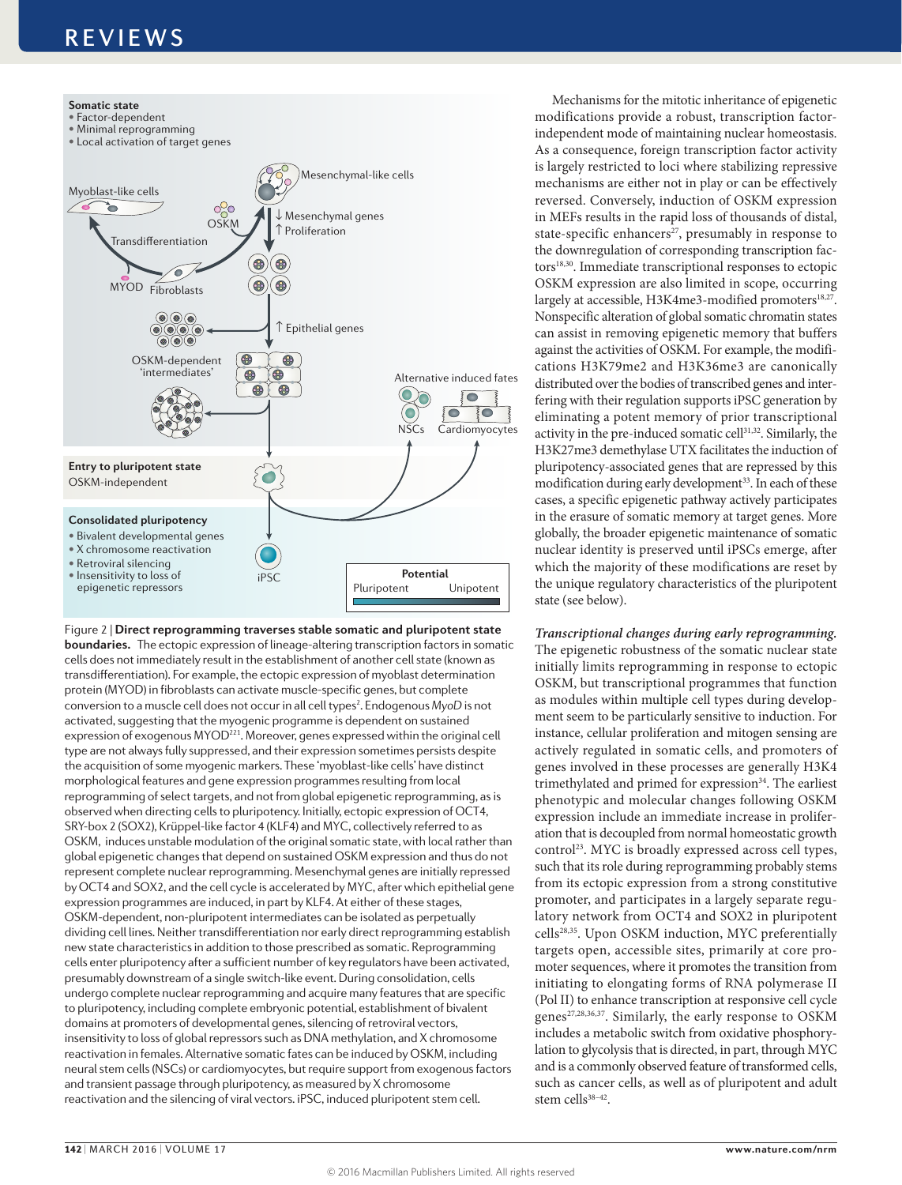Somatic state
- Factor-dependent
- Minimal reprogramming
- Local activation of target genes

Myoblast-like cells

Mesenchymal-like cells

OSKM

↓ Mesenchymal genes
↑ Proliferation

Transdifferentiation

MYOD Fibroblasts

↑ Epithelial genes

OSKM-dependent 'intermediates'

Alternative induced fates

NSCs Cardiomyocytes

Entry to pluripotent state
OSKM-independent

Consolidated pluripotency
- Bivalent developmental genes
- X chromosome reactivation
- Retroviral silencing
- Insensitivity to loss of epigenetic repressors

iPSC

Potential
Pluripotent Unipotent

Figure 2 | **Direct reprogramming traverses stable somatic and pluripotent state boundaries.** The ectopic expression of lineage-altering transcription factors in somatic cells does not immediately result in the establishment of another cell state (known as transdifferentiation). For example, the ectopic expression of myoblast determination protein (MYOD) in fibroblasts can activate muscle-specific genes, but complete conversion to a muscle cell does not occur in all cell types[2]. Endogenous *MyoD* is not activated, suggesting that the myogenic programme is dependent on sustained expression of exogenous MYOD[221]. Moreover, genes expressed within the original cell type are not always fully suppressed, and their expression sometimes persists despite the acquisition of some myogenic markers. These 'myoblast-like cells' have distinct morphological features and gene expression programmes resulting from local reprogramming of select targets, and not from global epigenetic reprogramming, as is observed when directing cells to pluripotency. Initially, ectopic expression of OCT4, SRY-box 2 (SOX2), Krüppel-like factor 4 (KLF4) and MYC, collectively referred to as OSKM, induces unstable modulation of the original somatic state, with local rather than global epigenetic changes that depend on sustained OSKM expression and thus do not represent complete nuclear reprogramming. Mesenchymal genes are initially repressed by OCT4 and SOX2, and the cell cycle is accelerated by MYC, after which epithelial gene expression programmes are induced, in part by KLF4. At either of these stages, OSKM-dependent, non-pluripotent intermediates can be isolated as perpetually dividing cell lines. Neither transdifferentiation nor early direct reprogramming establish new state characteristics in addition to those prescribed as somatic. Reprogramming cells enter pluripotency after a sufficient number of key regulators have been activated, presumably downstream of a single switch-like event. During consolidation, cells undergo complete nuclear reprogramming and acquire many features that are specific to pluripotency, including complete embryonic potential, establishment of bivalent domains at promoters of developmental genes, silencing of retroviral vectors, insensitivity to loss of global repressors such as DNA methylation, and X chromosome reactivation in females. Alternative somatic fates can be induced by OSKM, including neural stem cells (NSCs) or cardiomyocytes, but require support from exogenous factors and transient passage through pluripotency, as measured by X chromosome reactivation and the silencing of viral vectors. iPSC, induced pluripotent stem cell.

Mechanisms for the mitotic inheritance of epigenetic modifications provide a robust, transcription factor-independent mode of maintaining nuclear homeostasis. As a consequence, foreign transcription factor activity is largely restricted to loci where stabilizing repressive mechanisms are either not in play or can be effectively reversed. Conversely, induction of OSKM expression in MEFs results in the rapid loss of thousands of distal, state-specific enhancers[27], presumably in response to the downregulation of corresponding transcription factors[18,30]. Immediate transcriptional responses to ectopic OSKM expression are also limited in scope, occurring largely at accessible, H3K4me3-modified promoters[18,27]. Nonspecific alteration of global somatic chromatin states can assist in removing epigenetic memory that buffers against the activities of OSKM. For example, the modifications H3K79me2 and H3K36me3 are canonically distributed over the bodies of transcribed genes and interfering with their regulation supports iPSC generation by eliminating a potent memory of prior transcriptional activity in the pre-induced somatic cell[31,32]. Similarly, the H3K27me3 demethylase UTX facilitates the induction of pluripotency-associated genes that are repressed by this modification during early development[33]. In each of these cases, a specific epigenetic pathway actively participates in the erasure of somatic memory at target genes. More globally, the broader epigenetic maintenance of somatic nuclear identity is preserved until iPSCs emerge, after which the majority of these modifications are reset by the unique regulatory characteristics of the pluripotent state (see below).

*Transcriptional changes during early reprogramming.* The epigenetic robustness of the somatic nuclear state initially limits reprogramming in response to ectopic OSKM, but transcriptional programmes that function as modules within multiple cell types during development seem to be particularly sensitive to induction. For instance, cellular proliferation and mitogen sensing are actively regulated in somatic cells, and promoters of genes involved in these processes are generally H3K4 trimethylated and primed for expression[34]. The earliest phenotypic and molecular changes following OSKM expression include an immediate increase in proliferation that is decoupled from normal homeostatic growth control[23]. MYC is broadly expressed across cell types, such that its role during reprogramming probably stems from its ectopic expression from a strong constitutive promoter, and participates in a largely separate regulatory network from OCT4 and SOX2 in pluripotent cells[28,35]. Upon OSKM induction, MYC preferentially targets open, accessible sites, primarily at core promoter sequences, where it promotes the transition from initiating to elongating forms of RNA polymerase II (Pol II) to enhance transcription at responsive cell cycle genes[27,28,36,37]. Similarly, the early response to OSKM includes a metabolic switch from oxidative phosphorylation to glycolysis that is directed, in part, through MYC and is a commonly observed feature of transformed cells, such as cancer cells, as well as of pluripotent and adult stem cells[38–42].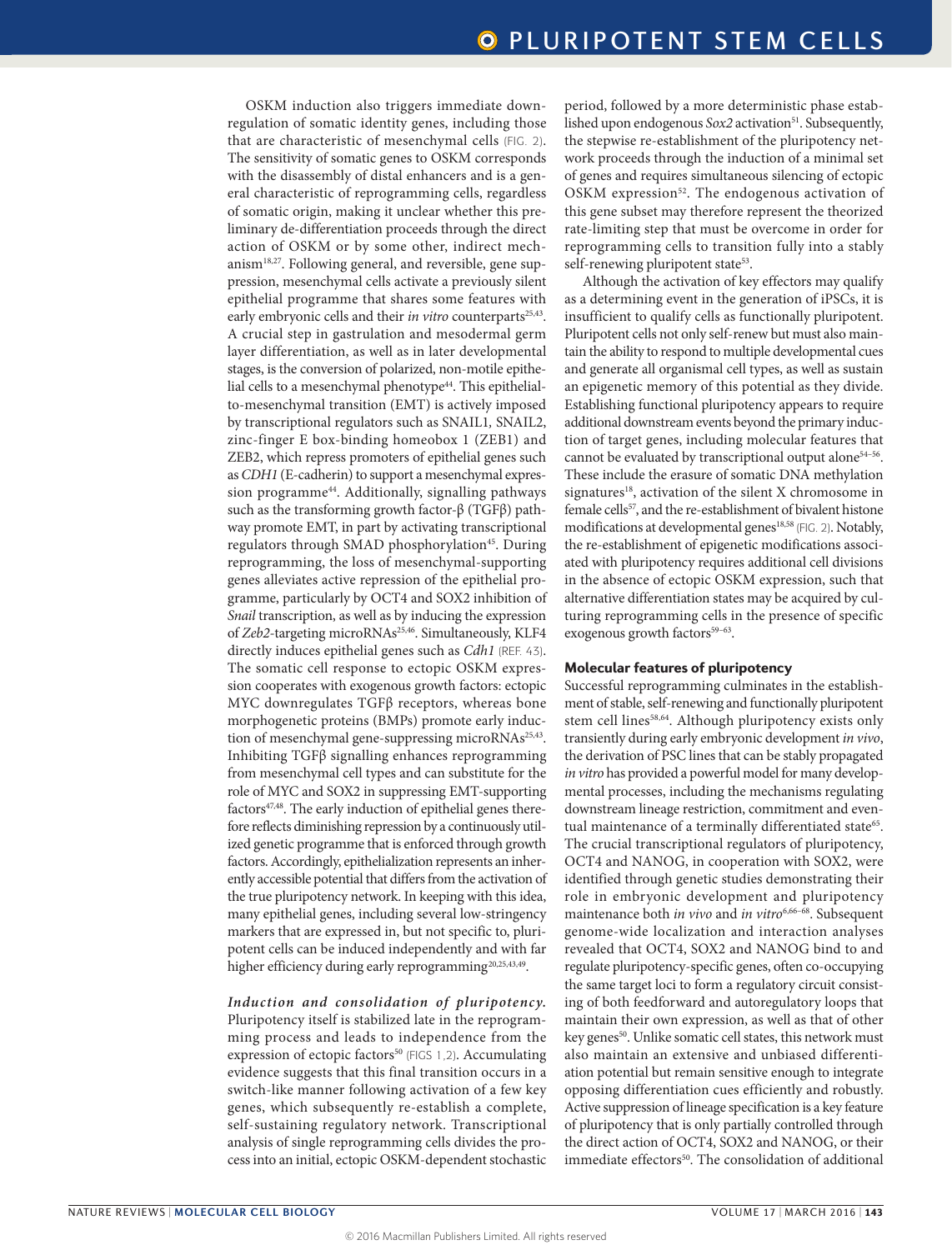OSKM induction also triggers immediate downregulation of somatic identity genes, including those that are characteristic of mesenchymal cells (FIG. 2). The sensitivity of somatic genes to OSKM corresponds with the disassembly of distal enhancers and is a general characteristic of reprogramming cells, regardless of somatic origin, making it unclear whether this preliminary de-differentiation proceeds through the direct action of OSKM or by some other, indirect mechanism[18,27]. Following general, and reversible, gene suppression, mesenchymal cells activate a previously silent epithelial programme that shares some features with early embryonic cells and their *in vitro* counterparts[25,43]. A crucial step in gastrulation and mesodermal germ layer differentiation, as well as in later developmental stages, is the conversion of polarized, non-motile epithelial cells to a mesenchymal phenotype[44]. This epithelial-to-mesenchymal transition (EMT) is actively imposed by transcriptional regulators such as SNAIL1, SNAIL2, zinc-finger E box-binding homeobox 1 (ZEB1) and ZEB2, which repress promoters of epithelial genes such as *CDH1* (E-cadherin) to support a mesenchymal expression programme[44]. Additionally, signalling pathways such as the transforming growth factor-β (TGFβ) pathway promote EMT, in part by activating transcriptional regulators through SMAD phosphorylation[45]. During reprogramming, the loss of mesenchymal-supporting genes alleviates active repression of the epithelial programme, particularly by OCT4 and SOX2 inhibition of *Snail* transcription, as well as by inducing the expression of *Zeb2*-targeting microRNAs[25,46]. Simultaneously, KLF4 directly induces epithelial genes such as *Cdh1* (REF. 43). The somatic cell response to ectopic OSKM expression cooperates with exogenous growth factors: ectopic MYC downregulates TGFβ receptors, whereas bone morphogenetic proteins (BMPs) promote early induction of mesenchymal gene-suppressing microRNAs[25,43]. Inhibiting TGFβ signalling enhances reprogramming from mesenchymal cell types and can substitute for the role of MYC and SOX2 in suppressing EMT-supporting factors[47,48]. The early induction of epithelial genes therefore reflects diminishing repression by a continuously utilized genetic programme that is enforced through growth factors. Accordingly, epithelialization represents an inherently accessible potential that differs from the activation of the true pluripotency network. In keeping with this idea, many epithelial genes, including several low-stringency markers that are expressed in, but not specific to, pluripotent cells can be induced independently and with far higher efficiency during early reprogramming[20,25,43,49].

***Induction and consolidation of pluripotency.*** Pluripotency itself is stabilized late in the reprogramming process and leads to independence from the expression of ectopic factors[50] (FIGS 1,2). Accumulating evidence suggests that this final transition occurs in a switch-like manner following activation of a few key genes, which subsequently re-establish a complete, self-sustaining regulatory network. Transcriptional analysis of single reprogramming cells divides the process into an initial, ectopic OSKM-dependent stochastic period, followed by a more deterministic phase established upon endogenous *Sox2* activation[51]. Subsequently, the stepwise re-establishment of the pluripotency network proceeds through the induction of a minimal set of genes and requires simultaneous silencing of ectopic OSKM expression[52]. The endogenous activation of this gene subset may therefore represent the theorized rate-limiting step that must be overcome in order for reprogramming cells to transition fully into a stably self-renewing pluripotent state[53].

Although the activation of key effectors may qualify as a determining event in the generation of iPSCs, it is insufficient to qualify cells as functionally pluripotent. Pluripotent cells not only self-renew but must also maintain the ability to respond to multiple developmental cues and generate all organismal cell types, as well as sustain an epigenetic memory of this potential as they divide. Establishing functional pluripotency appears to require additional downstream events beyond the primary induction of target genes, including molecular features that cannot be evaluated by transcriptional output alone[54–56]. These include the erasure of somatic DNA methylation signatures[18], activation of the silent X chromosome in female cells[57], and the re-establishment of bivalent histone modifications at developmental genes[18,58] (FIG. 2). Notably, the re-establishment of epigenetic modifications associated with pluripotency requires additional cell divisions in the absence of ectopic OSKM expression, such that alternative differentiation states may be acquired by culturing reprogramming cells in the presence of specific exogenous growth factors[59–63].

### Molecular features of pluripotency

Successful reprogramming culminates in the establishment of stable, self-renewing and functionally pluripotent stem cell lines[58,64]. Although pluripotency exists only transiently during early embryonic development *in vivo*, the derivation of PSC lines that can be stably propagated *in vitro* has provided a powerful model for many developmental processes, including the mechanisms regulating downstream lineage restriction, commitment and eventual maintenance of a terminally differentiated state[65]. The crucial transcriptional regulators of pluripotency, OCT4 and NANOG, in cooperation with SOX2, were identified through genetic studies demonstrating their role in embryonic development and pluripotency maintenance both *in vivo* and *in vitro*[6,66–68]. Subsequent genome-wide localization and interaction analyses revealed that OCT4, SOX2 and NANOG bind to and regulate pluripotency-specific genes, often co-occupying the same target loci to form a regulatory circuit consisting of both feedforward and autoregulatory loops that maintain their own expression, as well as that of other key genes[50]. Unlike somatic cell states, this network must also maintain an extensive and unbiased differentiation potential but remain sensitive enough to integrate opposing differentiation cues efficiently and robustly. Active suppression of lineage specification is a key feature of pluripotency that is only partially controlled through the direct action of OCT4, SOX2 and NANOG, or their immediate effectors[50]. The consolidation of additional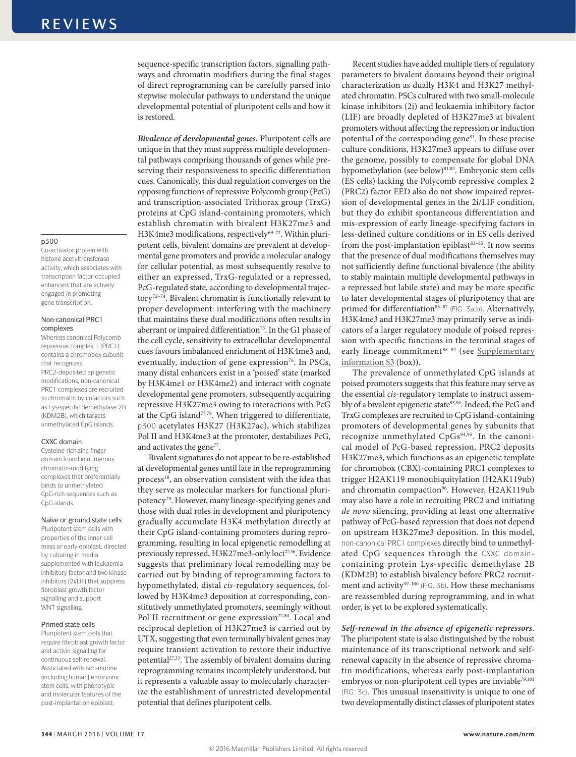sequence-specific transcription factors, signalling pathways and chromatin modifiers during the final stages of direct reprogramming can be carefully parsed into stepwise molecular pathways to understand the unique developmental potential of pluripotent cells and how it is restored.

***Bivalence of developmental genes.*** Pluripotent cells are unique in that they must suppress multiple developmental pathways comprising thousands of genes while preserving their responsiveness to specific differentiation cues. Canonically, this dual regulation converges on the opposing functions of repressive Polycomb group (PcG) and transcription-associated Trithorax group (TrxG) proteins at CpG island-containing promoters, which establish chromatin with bivalent H3K27me3 and H3K4me3 modifications, respectively[69–72]. Within pluripotent cells, bivalent domains are prevalent at developmental gene promoters and provide a molecular analogy for cellular potential, as most subsequently resolve to either an expressed, TrxG-regulated or a repressed, PcG-regulated state, according to developmental trajectory[72–74]. Bivalent chromatin is functionally relevant to proper development: interfering with the machinery that maintains these dual modifications often results in aberrant or impaired differentiation[75]. In the G1 phase of the cell cycle, sensitivity to extracellular developmental cues favours imbalanced enrichment of H3K4me3 and, eventually, induction of gene expression[76]. In PSCs, many distal enhancers exist in a 'poised' state (marked by H3K4me1 or H3K4me2) and interact with cognate developmental gene promoters, subsequently acquiring repressive H3K27me3 owing to interactions with PcG at the CpG island[77,78]. When triggered to differentiate, p300 acetylates H3K27 (H3K27ac), which stabilizes Pol II and H3K4me3 at the promoter, destabilizes PcG, and activates the gene[77].

Bivalent signatures do not appear to be re-established at developmental genes until late in the reprogramming process[18], an observation consistent with the idea that they serve as molecular markers for functional pluripotency[79]. However, many lineage-specifying genes and those with dual roles in development and pluripotency gradually accumulate H3K4 methylation directly at their CpG island-containing promoters during reprogramming, resulting in local epigenetic remodelling at previously repressed, H3K27me3-only loci[27,56]. Evidence suggests that preliminary local remodelling may be carried out by binding of reprogramming factors to hypomethylated, distal *cis*-regulatory sequences, followed by H3K4me3 deposition at corresponding, constitutively unmethylated promoters, seemingly without Pol II recruitment or gene expression[27,80]. Local and reciprocal depletion of H3K27me3 is carried out by UTX, suggesting that even terminally bivalent genes may require transient activation to restore their inductive potential[27,33]. The assembly of bivalent domains during reprogramming remains incompletely understood, but it represents a valuable assay to molecularly characterize the establishment of unrestricted developmental potential that defines pluripotent cells.

Recent studies have added multiple tiers of regulatory parameters to bivalent domains beyond their original characterization as dually H3K4 and H3K27 methylated chromatin. PSCs cultured with two small-molecule kinase inhibitors (2i) and leukaemia inhibitory factor (LIF) are broadly depleted of H3K27me3 at bivalent promoters without affecting the repression or induction potential of the corresponding gene[81]. In these precise culture conditions, H3K27me3 appears to diffuse over the genome, possibly to compensate for global DNA hypomethylation (see below)[81,82]. Embryonic stem cells (ES cells) lacking the Polycomb repressive complex 2 (PRC2) factor EED also do not show impaired repression of developmental genes in the 2i/LIF condition, but they do exhibit spontaneous differentiation and mis-expression of early lineage-specifying factors in less-defined culture conditions or in ES cells derived from the post-implantation epiblast[83–85]. It now seems that the presence of dual modifications themselves may not sufficiently define functional bivalence (the ability to stably maintain multiple developmental pathways in a repressed but labile state) and may be more specific to later developmental stages of pluripotency that are primed for differentiation[85–87] (FIG. 3a,b). Alternatively, H3K4me3 and H3K27me3 may primarily serve as indicators of a larger regulatory module of poised repression with specific functions in the terminal stages of early lineage commitment[88–92] (see Supplementary information S3 (box)).

The prevalence of unmethylated CpG islands at poised promoters suggests that this feature may serve as the essential *cis*-regulatory template to instruct assembly of a bivalent epigenetic state[93,94]. Indeed, the PcG and TrxG complexes are recruited to CpG island-containing promoters of developmental genes by subunits that recognize unmethylated CpGs[94,95]. In the canonical model of PcG-based repression, PRC2 deposits H3K27me3, which functions as an epigenetic template for chromobox (CBX)-containing PRC1 complexes to trigger H2AK119 monoubiquitylation (H2AK119ub) and chromatin compaction[96]. However, H2AK119ub may also have a role in recruiting PRC2 and initiating *de novo* silencing, providing at least one alternative pathway of PcG-based repression that does not depend on upstream H3K27me3 deposition. In this model, non-canonical PRC1 complexes directly bind to unmethylated CpG sequences through the CXXC domain-containing protein Lys-specific demethylase 2B (KDM2B) to establish bivalency before PRC2 recruitment and activity[97–100] (FIG. 3b). How these mechanisms are reassembled during reprogramming, and in what order, is yet to be explored systematically.

***Self-renewal in the absence of epigenetic repressors.*** The pluripotent state is also distinguished by the robust maintenance of its transcriptional network and self-renewal capacity in the absence of repressive chromatin modifications, whereas early post-implantation embryos or non-pluripotent cell types are inviable[79,101] (FIG. 3c). This unusual insensitivity is unique to one of two developmentally distinct classes of pluripotent states

**p300**
Co-activator protein with histone acetyltransferase activity, which associates with transcription factor-occupied enhancers that are actively engaged in promoting gene transcription.

**Non-canonical PRC1 complexes**
Whereas canonical Polycomb repressive complex 1 (PRC1) contains a chromobox subunit that recognizes PRC2-deposited epigenetic modifications, non-canonical PRC1 complexes are recruited to chromatin by cofactors such as Lys-specific demethylase 2B (KDM2B), which targets unmethylated CpG islands.

**CXXC domain**
Cysteine-rich zinc-finger domain found in numerous chromatin-modifying complexes that preferentially binds to unmethylated CpG-rich sequences such as CpG islands.

**Naive or ground state cells**
Pluripotent stem cells with properties of the inner cell mass or early epiblast, directed by culturing in media supplemented with leukaemia inhibitory factor and two kinase inhibitors (2i/LIF) that suppress fibroblast growth factor signalling and support WNT signalling.

**Primed state cells**
Pluripotent stem cells that require fibroblast growth factor and activin signalling for continuous self-renewal. Associated with non-murine (including human) embryonic stem cells, with phenotypic and molecular features of the post-implantation epiblast.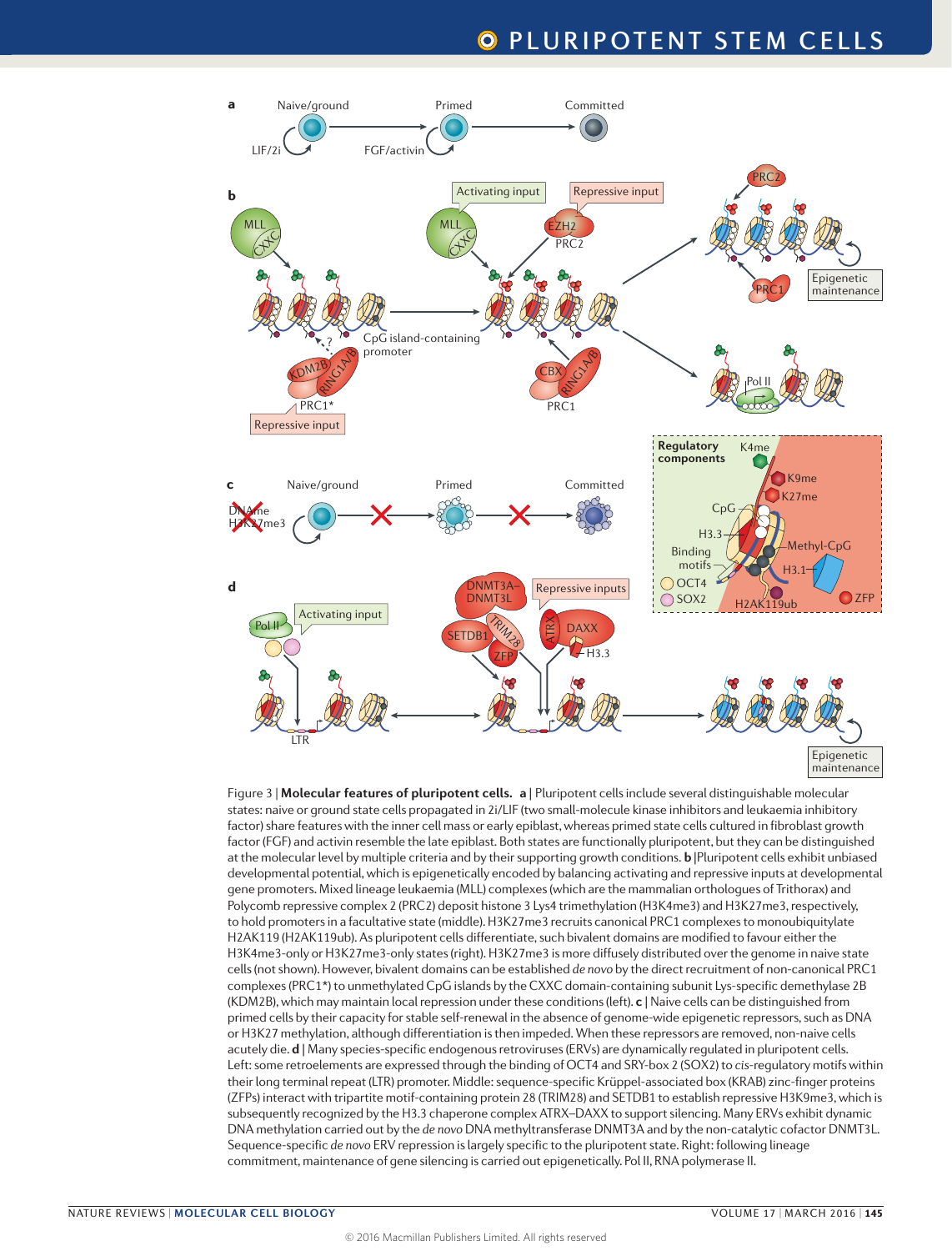Figure 3 | **Molecular features of pluripotent cells.** **a** | Pluripotent cells include several distinguishable molecular states: naive or ground state cells propagated in 2i/LIF (two small-molecule kinase inhibitors and leukaemia inhibitory factor) share features with the inner cell mass or early epiblast, whereas primed state cells cultured in fibroblast growth factor (FGF) and activin resemble the late epiblast. Both states are functionally pluripotent, but they can be distinguished at the molecular level by multiple criteria and by their supporting growth conditions. **b** |Pluripotent cells exhibit unbiased developmental potential, which is epigenetically encoded by balancing activating and repressive inputs at developmental gene promoters. Mixed lineage leukaemia (MLL) complexes (which are the mammalian orthologues of Trithorax) and Polycomb repressive complex 2 (PRC2) deposit histone 3 Lys4 trimethylation (H3K4me3) and H3K27me3, respectively, to hold promoters in a facultative state (middle). H3K27me3 recruits canonical PRC1 complexes to monoubiquitylate H2AK119 (H2AK119ub). As pluripotent cells differentiate, such bivalent domains are modified to favour either the H3K4me3-only or H3K27me3-only states (right). H3K27me3 is more diffusely distributed over the genome in naive state cells (not shown). However, bivalent domains can be established *de novo* by the direct recruitment of non-canonical PRC1 complexes (PRC1*) to unmethylated CpG islands by the CXXC domain-containing subunit Lys-specific demethylase 2B (KDM2B), which may maintain local repression under these conditions (left). **c** | Naive cells can be distinguished from primed cells by their capacity for stable self-renewal in the absence of genome-wide epigenetic repressors, such as DNA or H3K27 methylation, although differentiation is then impeded. When these repressors are removed, non-naive cells acutely die. **d** | Many species-specific endogenous retroviruses (ERVs) are dynamically regulated in pluripotent cells. Left: some retroelements are expressed through the binding of OCT4 and SRY-box 2 (SOX2) to *cis*-regulatory motifs within their long terminal repeat (LTR) promoter. Middle: sequence-specific Krüppel-associated box (KRAB) zinc-finger proteins (ZFPs) interact with tripartite motif-containing protein 28 (TRIM28) and SETDB1 to establish repressive H3K9me3, which is subsequently recognized by the H3.3 chaperone complex ATRX–DAXX to support silencing. Many ERVs exhibit dynamic DNA methylation carried out by the *de novo* DNA methyltransferase DNMT3A and by the non-catalytic cofactor DNMT3L. Sequence-specific *de novo* ERV repression is largely specific to the pluripotent state. Right: following lineage commitment, maintenance of gene silencing is carried out epigenetically. Pol II, RNA polymerase II.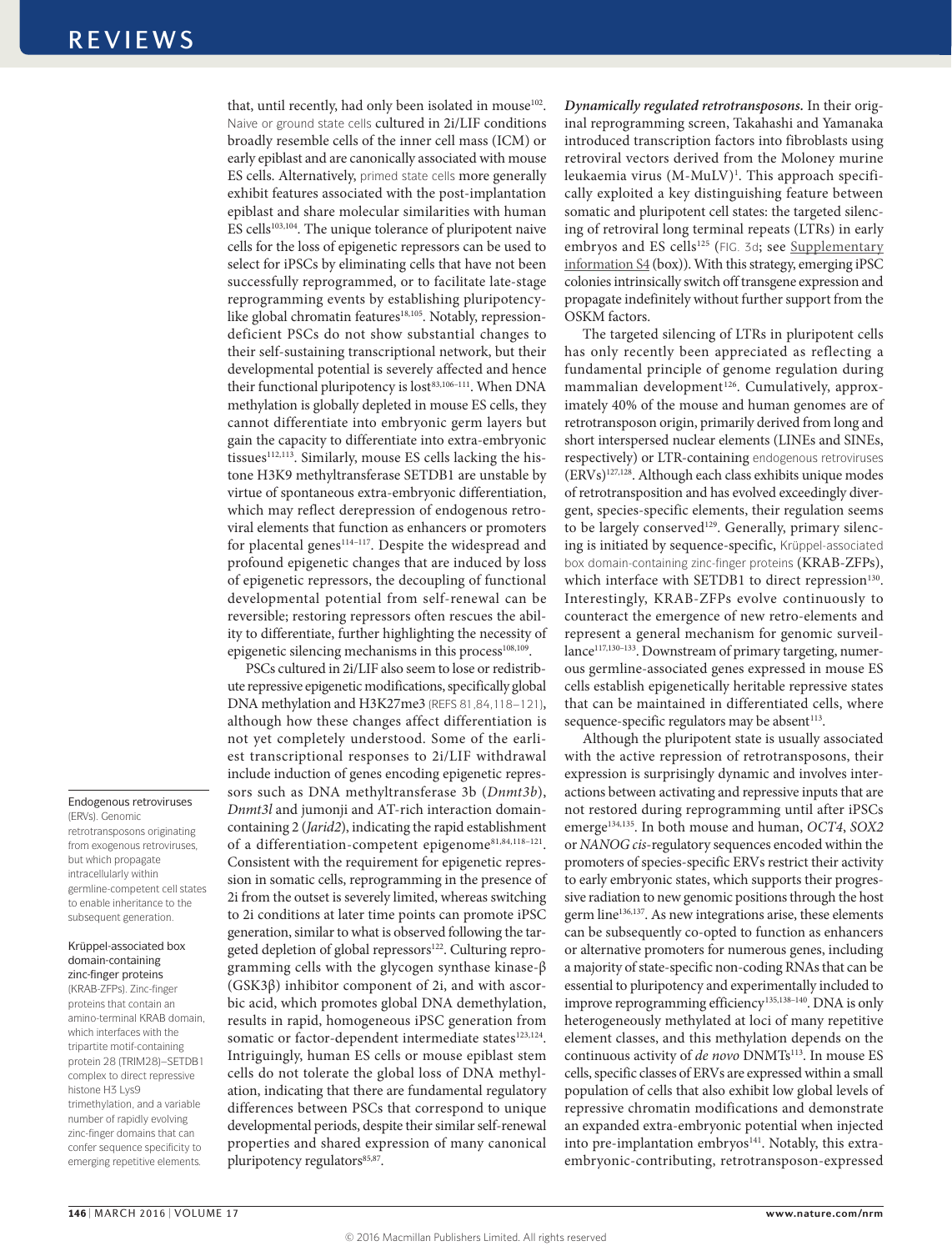that, until recently, had only been isolated in mouse[102]. Naive or ground state cells cultured in 2i/LIF conditions broadly resemble cells of the inner cell mass (ICM) or early epiblast and are canonically associated with mouse ES cells. Alternatively, primed state cells more generally exhibit features associated with the post-implantation epiblast and share molecular similarities with human ES cells[103,104]. The unique tolerance of pluripotent naive cells for the loss of epigenetic repressors can be used to select for iPSCs by eliminating cells that have not been successfully reprogrammed, or to facilitate late-stage reprogramming events by establishing pluripotency-like global chromatin features[18,105]. Notably, repression-deficient PSCs do not show substantial changes to their self-sustaining transcriptional network, but their developmental potential is severely affected and hence their functional pluripotency is lost[83,106–111]. When DNA methylation is globally depleted in mouse ES cells, they cannot differentiate into embryonic germ layers but gain the capacity to differentiate into extra-embryonic tissues[112,113]. Similarly, mouse ES cells lacking the histone H3K9 methyltransferase SETDB1 are unstable by virtue of spontaneous extra-embryonic differentiation, which may reflect derepression of endogenous retroviral elements that function as enhancers or promoters for placental genes[114–117]. Despite the widespread and profound epigenetic changes that are induced by loss of epigenetic repressors, the decoupling of functional developmental potential from self-renewal can be reversible; restoring repressors often rescues the ability to differentiate, further highlighting the necessity of epigenetic silencing mechanisms in this process[108,109].

PSCs cultured in 2i/LIF also seem to lose or redistribute repressive epigenetic modifications, specifically global DNA methylation and H3K27me3 (REFS 81,84,118–121), although how these changes affect differentiation is not yet completely understood. Some of the earliest transcriptional responses to 2i/LIF withdrawal include induction of genes encoding epigenetic repressors such as DNA methyltransferase 3b (*Dnmt3b*), *Dnmt3l* and jumonji and AT-rich interaction domain-containing 2 (*Jarid2*), indicating the rapid establishment of a differentiation-competent epigenome[81,84,118–121]. Consistent with the requirement for epigenetic repression in somatic cells, reprogramming in the presence of 2i from the outset is severely limited, whereas switching to 2i conditions at later time points can promote iPSC generation, similar to what is observed following the targeted depletion of global repressors[122]. Culturing reprogramming cells with the glycogen synthase kinase-β (GSK3β) inhibitor component of 2i, and with ascorbic acid, which promotes global DNA demethylation, results in rapid, homogeneous iPSC generation from somatic or factor-dependent intermediate states[123,124]. Intriguingly, human ES cells or mouse epiblast stem cells do not tolerate the global loss of DNA methylation, indicating that there are fundamental regulatory differences between PSCs that correspond to unique developmental periods, despite their similar self-renewal properties and shared expression of many canonical pluripotency regulators[85,87].

**Endogenous retroviruses** (ERVs). Genomic retrotransposons originating from exogenous retroviruses, but which propagate intracellularly within germline-competent cell states to enable inheritance to the subsequent generation.

**Krüppel-associated box domain-containing zinc-finger proteins** (KRAB-ZFPs). Zinc-finger proteins that contain an amino-terminal KRAB domain, which interfaces with the tripartite motif-containing protein 28 (TRIM28)–SETDB1 complex to direct repressive histone H3 Lys9 trimethylation, and a variable number of rapidly evolving zinc-finger domains that can confer sequence specificity to emerging repetitive elements.

***Dynamically regulated retrotransposons.*** In their original reprogramming screen, Takahashi and Yamanaka introduced transcription factors into fibroblasts using retroviral vectors derived from the Moloney murine leukaemia virus (M-MuLV)[1]. This approach specifically exploited a key distinguishing feature between somatic and pluripotent cell states: the targeted silencing of retroviral long terminal repeats (LTRs) in early embryos and ES cells[125] (FIG. 3d; see Supplementary information S4 (box)). With this strategy, emerging iPSC colonies intrinsically switch off transgene expression and propagate indefinitely without further support from the OSKM factors.

The targeted silencing of LTRs in pluripotent cells has only recently been appreciated as reflecting a fundamental principle of genome regulation during mammalian development[126]. Cumulatively, approximately 40% of the mouse and human genomes are of retrotransposon origin, primarily derived from long and short interspersed nuclear elements (LINEs and SINEs, respectively) or LTR-containing endogenous retroviruses (ERVs)[127,128]. Although each class exhibits unique modes of retrotransposition and has evolved exceedingly divergent, species-specific elements, their regulation seems to be largely conserved[129]. Generally, primary silencing is initiated by sequence-specific, Krüppel-associated box domain-containing zinc-finger proteins (KRAB-ZFPs), which interface with SETDB1 to direct repression[130]. Interestingly, KRAB-ZFPs evolve continuously to counteract the emergence of new retro-elements and represent a general mechanism for genomic surveillance[117,130–133]. Downstream of primary targeting, numerous germline-associated genes expressed in mouse ES cells establish epigenetically heritable repressive states that can be maintained in differentiated cells, where sequence-specific regulators may be absent[113].

Although the pluripotent state is usually associated with the active repression of retrotransposons, their expression is surprisingly dynamic and involves interactions between activating and repressive inputs that are not restored during reprogramming until after iPSCs emerge[134,135]. In both mouse and human, *OCT4*, *SOX2* or *NANOG cis*-regulatory sequences encoded within the promoters of species-specific ERVs restrict their activity to early embryonic states, which supports their progressive radiation to new genomic positions through the host germ line[136,137]. As new integrations arise, these elements can be subsequently co-opted to function as enhancers or alternative promoters for numerous genes, including a majority of state-specific non-coding RNAs that can be essential to pluripotency and experimentally included to improve reprogramming efficiency[135,138–140]. DNA is only heterogeneously methylated at loci of many repetitive element classes, and this methylation depends on the continuous activity of *de novo* DNMTs[113]. In mouse ES cells, specific classes of ERVs are expressed within a small population of cells that also exhibit low global levels of repressive chromatin modifications and demonstrate an expanded extra-embryonic potential when injected into pre-implantation embryos[141]. Notably, this extra-embryonic-contributing, retrotransposon-expressed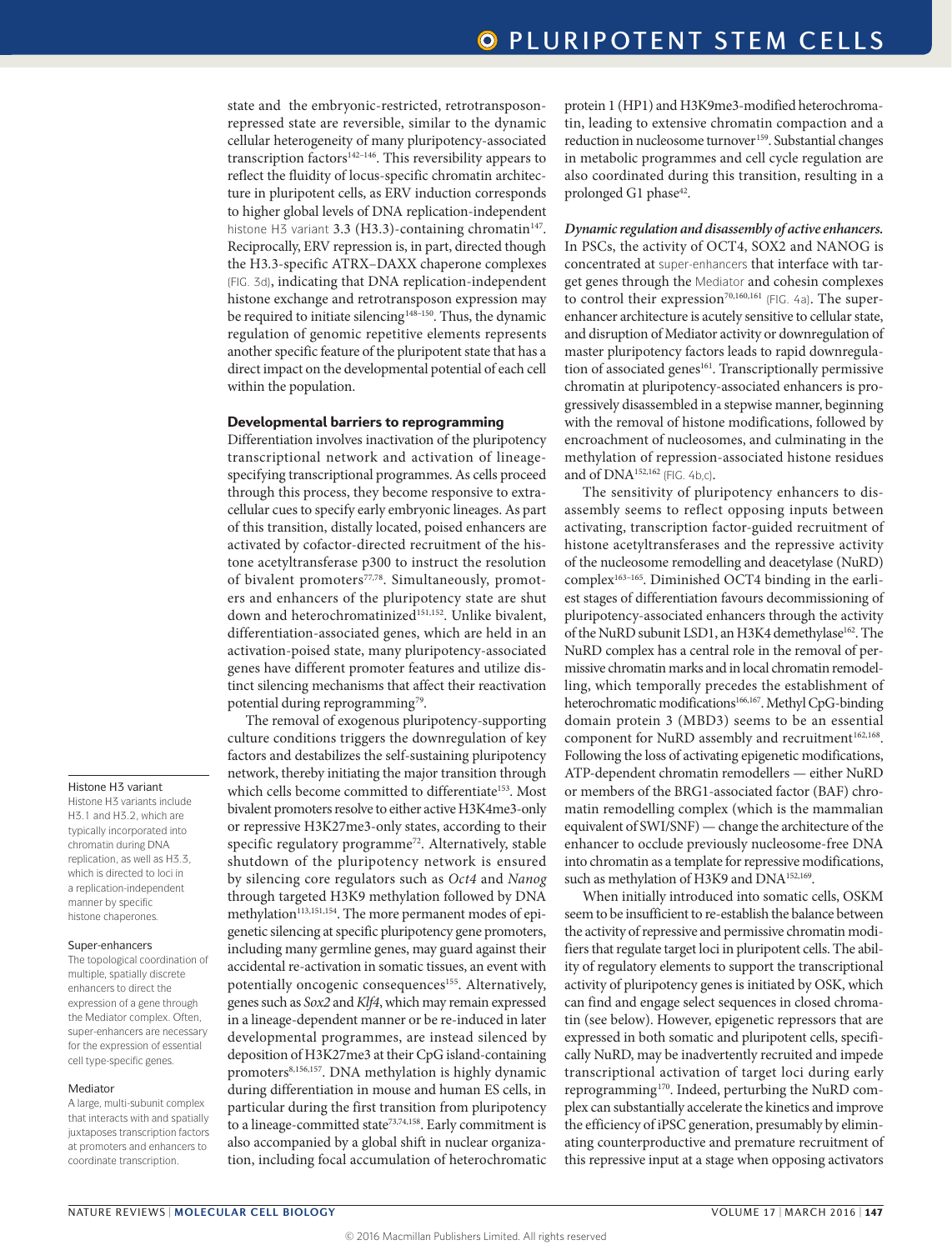state and the embryonic-restricted, retrotransposon-repressed state are reversible, similar to the dynamic cellular heterogeneity of many pluripotency-associated transcription factors[142–146]. This reversibility appears to reflect the fluidity of locus-specific chromatin architecture in pluripotent cells, as ERV induction corresponds to higher global levels of DNA replication-independent histone H3 variant 3.3 (H3.3)-containing chromatin[147]. Reciprocally, ERV repression is, in part, directed though the H3.3-specific ATRX–DAXX chaperone complexes (FIG. 3d), indicating that DNA replication-independent histone exchange and retrotransposon expression may be required to initiate silencing[148–150]. Thus, the dynamic regulation of genomic repetitive elements represents another specific feature of the pluripotent state that has a direct impact on the developmental potential of each cell within the population.

## Developmental barriers to reprogramming

Differentiation involves inactivation of the pluripotency transcriptional network and activation of lineage-specifying transcriptional programmes. As cells proceed through this process, they become responsive to extracellular cues to specify early embryonic lineages. As part of this transition, distally located, poised enhancers are activated by cofactor-directed recruitment of the histone acetyltransferase p300 to instruct the resolution of bivalent promoters[77,78]. Simultaneously, promoters and enhancers of the pluripotency state are shut down and heterochromatinized[151,152]. Unlike bivalent, differentiation-associated genes, which are held in an activation-poised state, many pluripotency-associated genes have different promoter features and utilize distinct silencing mechanisms that affect their reactivation potential during reprogramming[79].

The removal of exogenous pluripotency-supporting culture conditions triggers the downregulation of key factors and destabilizes the self-sustaining pluripotency network, thereby initiating the major transition through which cells become committed to differentiate[153]. Most bivalent promoters resolve to either active H3K4me3-only or repressive H3K27me3-only states, according to their specific regulatory programme[72]. Alternatively, stable shutdown of the pluripotency network is ensured by silencing core regulators such as *Oct4* and *Nanog* through targeted H3K9 methylation followed by DNA methylation[113,151,154]. The more permanent modes of epigenetic silencing at specific pluripotency gene promoters, including many germline genes, may guard against their accidental re-activation in somatic tissues, an event with potentially oncogenic consequences[155]. Alternatively, genes such as *Sox2* and *Klf4*, which may remain expressed in a lineage-dependent manner or be re-induced in later developmental programmes, are instead silenced by deposition of H3K27me3 at their CpG island-containing promoters[8,156,157]. DNA methylation is highly dynamic during differentiation in mouse and human ES cells, in particular during the first transition from pluripotency to a lineage-committed state[73,74,158]. Early commitment is also accompanied by a global shift in nuclear organization, including focal accumulation of heterochromatic protein 1 (HP1) and H3K9me3-modified heterochromatin, leading to extensive chromatin compaction and a reduction in nucleosome turnover[159]. Substantial changes in metabolic programmes and cell cycle regulation are also coordinated during this transition, resulting in a prolonged G1 phase[42].

***Dynamic regulation and disassembly of active enhancers.*** In PSCs, the activity of OCT4, SOX2 and NANOG is concentrated at super-enhancers that interface with target genes through the Mediator and cohesin complexes to control their expression[70,160,161] (FIG. 4a). The super-enhancer architecture is acutely sensitive to cellular state, and disruption of Mediator activity or downregulation of master pluripotency factors leads to rapid downregulation of associated genes[161]. Transcriptionally permissive chromatin at pluripotency-associated enhancers is progressively disassembled in a stepwise manner, beginning with the removal of histone modifications, followed by encroachment of nucleosomes, and culminating in the methylation of repression-associated histone residues and of DNA[152,162] (FIG. 4b,c).

The sensitivity of pluripotency enhancers to disassembly seems to reflect opposing inputs between activating, transcription factor-guided recruitment of histone acetyltransferases and the repressive activity of the nucleosome remodelling and deacetylase (NuRD) complex[163–165]. Diminished OCT4 binding in the earliest stages of differentiation favours decommissioning of pluripotency-associated enhancers through the activity of the NuRD subunit LSD1, an H3K4 demethylase[162]. The NuRD complex has a central role in the removal of permissive chromatin marks and in local chromatin remodelling, which temporally precedes the establishment of heterochromatic modifications[166,167]. Methyl CpG-binding domain protein 3 (MBD3) seems to be an essential component for NuRD assembly and recruitment[162,168]. Following the loss of activating epigenetic modifications, ATP-dependent chromatin remodellers — either NuRD or members of the BRG1-associated factor (BAF) chromatin remodelling complex (which is the mammalian equivalent of SWI/SNF) — change the architecture of the enhancer to occlude previously nucleosome-free DNA into chromatin as a template for repressive modifications, such as methylation of H3K9 and DNA[152,169].

When initially introduced into somatic cells, OSKM seem to be insufficient to re-establish the balance between the activity of repressive and permissive chromatin modifiers that regulate target loci in pluripotent cells. The ability of regulatory elements to support the transcriptional activity of pluripotency genes is initiated by OSK, which can find and engage select sequences in closed chromatin (see below). However, epigenetic repressors that are expressed in both somatic and pluripotent cells, specifically NuRD, may be inadvertently recruited and impede transcriptional activation of target loci during early reprogramming[170]. Indeed, perturbing the NuRD complex can substantially accelerate the kinetics and improve the efficiency of iPSC generation, presumably by eliminating counterproductive and premature recruitment of this repressive input at a stage when opposing activators

**Histone H3 variant**
Histone H3 variants include H3.1 and H3.2, which are typically incorporated into chromatin during DNA replication, as well as H3.3, which is directed to loci in a replication-independent manner by specific histone chaperones.

**Super-enhancers**
The topological coordination of multiple, spatially discrete enhancers to direct the expression of a gene through the Mediator complex. Often, super-enhancers are necessary for the expression of essential cell type-specific genes.

**Mediator**
A large, multi-subunit complex that interacts with and spatially juxtaposes transcription factors at promoters and enhancers to coordinate transcription.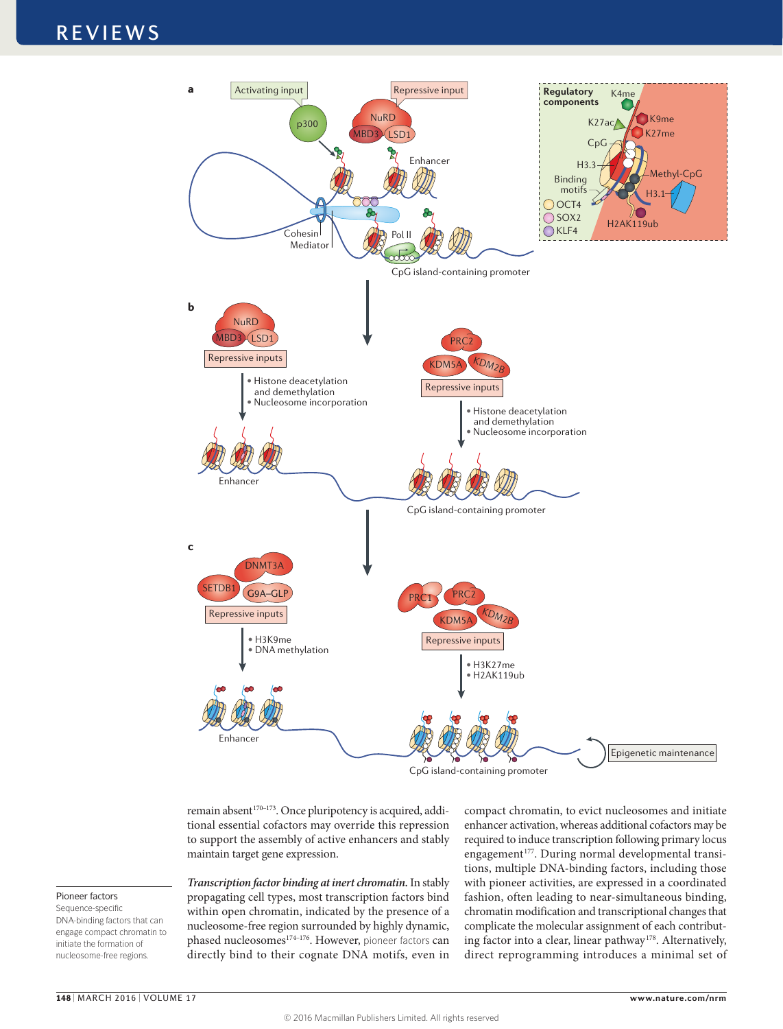remain absent[170–173]. Once pluripotency is acquired, additional essential cofactors may override this repression to support the assembly of active enhancers and stably maintain target gene expression.

***Transcription factor binding at inert chromatin.*** In stably propagating cell types, most transcription factors bind within open chromatin, indicated by the presence of a nucleosome-free region surrounded by highly dynamic, phased nucleosomes[174–176]. However, pioneer factors can directly bind to their cognate DNA motifs, even in compact chromatin, to evict nucleosomes and initiate enhancer activation, whereas additional cofactors may be required to induce transcription following primary locus engagement[177]. During normal developmental transitions, multiple DNA-binding factors, including those with pioneer activities, are expressed in a coordinated fashion, often leading to near-simultaneous binding, chromatin modification and transcriptional changes that complicate the molecular assignment of each contributing factor into a clear, linear pathway[178]. Alternatively, direct reprogramming introduces a minimal set of

**Pioneer factors**
Sequence-specific DNA-binding factors that can engage compact chromatin to initiate the formation of nucleosome-free regions.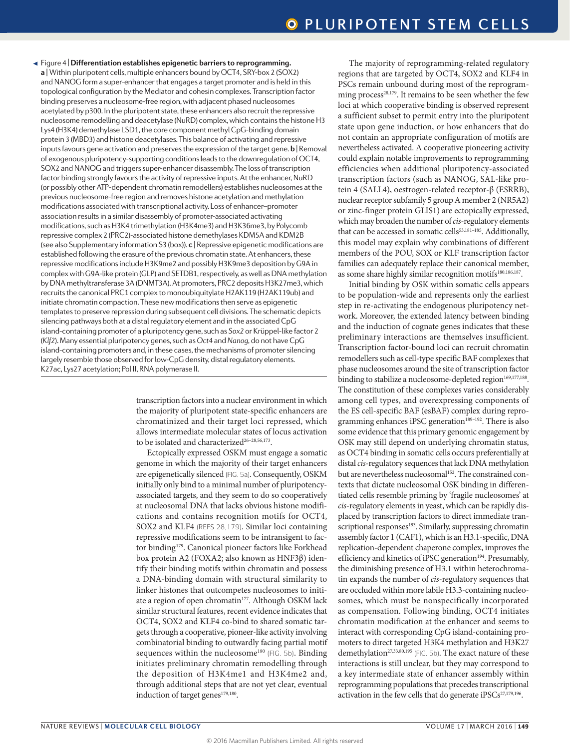◀ Figure 4 | **Differentiation establishes epigenetic barriers to reprogramming.** **a** | Within pluripotent cells, multiple enhancers bound by OCT4, SRY-box 2 (SOX2) and NANOG form a super-enhancer that engages a target promoter and is held in this topological configuration by the Mediator and cohesin complexes. Transcription factor binding preserves a nucleosome-free region, with adjacent phased nucleosomes acetylated by p300. In the pluripotent state, these enhancers also recruit the repressive nucleosome remodelling and deacetylase (NuRD) complex, which contains the histone H3 Lys4 (H3K4) demethylase LSD1, the core component methyl CpG-binding domain protein 3 (MBD3) and histone deacetylases. This balance of activating and repressive inputs favours gene activation and preserves the expression of the target gene. **b** | Removal of exogenous pluripotency-supporting conditions leads to the downregulation of OCT4, SOX2 and NANOG and triggers super-enhancer disassembly. The loss of transcription factor binding strongly favours the activity of repressive inputs. At the enhancer, NuRD (or possibly other ATP-dependent chromatin remodellers) establishes nucleosomes at the previous nucleosome-free region and removes histone acetylation and methylation modifications associated with transcriptional activity. Loss of enhancer–promoter association results in a similar disassembly of promoter-associated activating modifications, such as H3K4 trimethylation (H3K4me3) and H3K36me3, by Polycomb repressive complex 2 (PRC2)-associated histone demethylases KDM5A and KDM2B (see also Supplementary information S3 (box)). **c** | Repressive epigenetic modifications are established following the erasure of the previous chromatin state. At enhancers, these repressive modifications include H3K9me2 and possibly H3K9me3 deposition by G9A in complex with G9A-like protein (GLP) and SETDB1, respectively, as well as DNA methylation by DNA methyltransferase 3A (DNMT3A). At promoters, PRC2 deposits H3K27me3, which recruits the canonical PRC1 complex to monoubiquitylate H2AK119 (H2AK119ub) and initiate chromatin compaction. These new modifications then serve as epigenetic templates to preserve repression during subsequent cell divisions. The schematic depicts silencing pathways both at a distal regulatory element and in the associated CpG island-containing promoter of a pluripotency gene, such as *Sox2* or Krüppel-like factor 2 (*Klf2*). Many essential pluripotency genes, such as *Oct4* and *Nanog*, do not have CpG island-containing promoters and, in these cases, the mechanisms of promoter silencing largely resemble those observed for low-CpG density, distal regulatory elements. K27ac, Lys27 acetylation; Pol II, RNA polymerase II.

transcription factors into a nuclear environment in which the majority of pluripotent state-specific enhancers are chromatinized and their target loci repressed, which allows intermediate molecular states of locus activation to be isolated and characterized[26–28,56,173].

Ectopically expressed OSKM must engage a somatic genome in which the majority of their target enhancers are epigenetically silenced (FIG. 5a). Consequently, OSKM initially only bind to a minimal number of pluripotency-associated targets, and they seem to do so cooperatively at nucleosomal DNA that lacks obvious histone modifications and contains recognition motifs for OCT4, SOX2 and KLF4 (REFS 28,179). Similar loci containing repressive modifications seem to be intransigent to factor binding[179]. Canonical pioneer factors like Forkhead box protein A2 (FOXA2; also known as HNF3β) identify their binding motifs within chromatin and possess a DNA-binding domain with structural similarity to linker histones that outcompetes nucleosomes to initiate a region of open chromatin[177]. Although OSKM lack similar structural features, recent evidence indicates that OCT4, SOX2 and KLF4 co-bind to shared somatic targets through a cooperative, pioneer-like activity involving combinatorial binding to outwardly facing partial motif sequences within the nucleosome[180] (FIG. 5b). Binding initiates preliminary chromatin remodelling through the deposition of H3K4me1 and H3K4me2 and, through additional steps that are not yet clear, eventual induction of target genes[179,180].

The majority of reprogramming-related regulatory regions that are targeted by OCT4, SOX2 and KLF4 in PSCs remain unbound during most of the reprogramming process[28,179]. It remains to be seen whether the few loci at which cooperative binding is observed represent a sufficient subset to permit entry into the pluripotent state upon gene induction, or how enhancers that do not contain an appropriate configuration of motifs are nevertheless activated. A cooperative pioneering activity could explain notable improvements to reprogramming efficiencies when additional pluripotency-associated transcription factors (such as NANOG, SAL-like protein 4 (SALL4), oestrogen-related receptor-β (ESRRB), nuclear receptor subfamily 5 group A member 2 (NR5A2) or zinc-finger protein GLIS1) are ectopically expressed, which may broaden the number of *cis*-regulatory elements that can be accessed in somatic cells[53,181–185]. Additionally, this model may explain why combinations of different members of the POU, SOX or KLF transcription factor families can adequately replace their canonical member, as some share highly similar recognition motifs[180,186,187].

Initial binding by OSK within somatic cells appears to be population-wide and represents only the earliest step in re-activating the endogenous pluripotency network. Moreover, the extended latency between binding and the induction of cognate genes indicates that these preliminary interactions are themselves insufficient. Transcription factor-bound loci can recruit chromatin remodellers such as cell-type specific BAF complexes that phase nucleosomes around the site of transcription factor binding to stabilize a nucleosome-depleted region[169,177,188]. The constitution of these complexes varies considerably among cell types, and overexpressing components of the ES cell-specific BAF (esBAF) complex during reprogramming enhances iPSC generation[189–192]. There is also some evidence that this primary genomic engagement by OSK may still depend on underlying chromatin status, as OCT4 binding in somatic cells occurs preferentially at distal *cis*-regulatory sequences that lack DNA methylation but are nevertheless nucleosomal[152]. The constrained contexts that dictate nucleosomal OSK binding in differentiated cells resemble priming by 'fragile nucleosomes' at *cis*-regulatory elements in yeast, which can be rapidly displaced by transcription factors to direct immediate transcriptional responses[193]. Similarly, suppressing chromatin assembly factor 1 (CAF1), which is an H3.1-specific, DNA replication-dependent chaperone complex, improves the efficiency and kinetics of iPSC generation[194]. Presumably, the diminishing presence of H3.1 within heterochromatin expands the number of *cis*-regulatory sequences that are occluded within more labile H3.3-containing nucleosomes, which must be nonspecifically incorporated as compensation. Following binding, OCT4 initiates chromatin modification at the enhancer and seems to interact with corresponding CpG island-containing promoters to direct targeted H3K4 methylation and H3K27 demethylation[27,33,80,195] (FIG. 5b). The exact nature of these interactions is still unclear, but they may correspond to a key intermediate state of enhancer assembly within reprogramming populations that precedes transcriptional activation in the few cells that do generate iPSCs[27,179,196].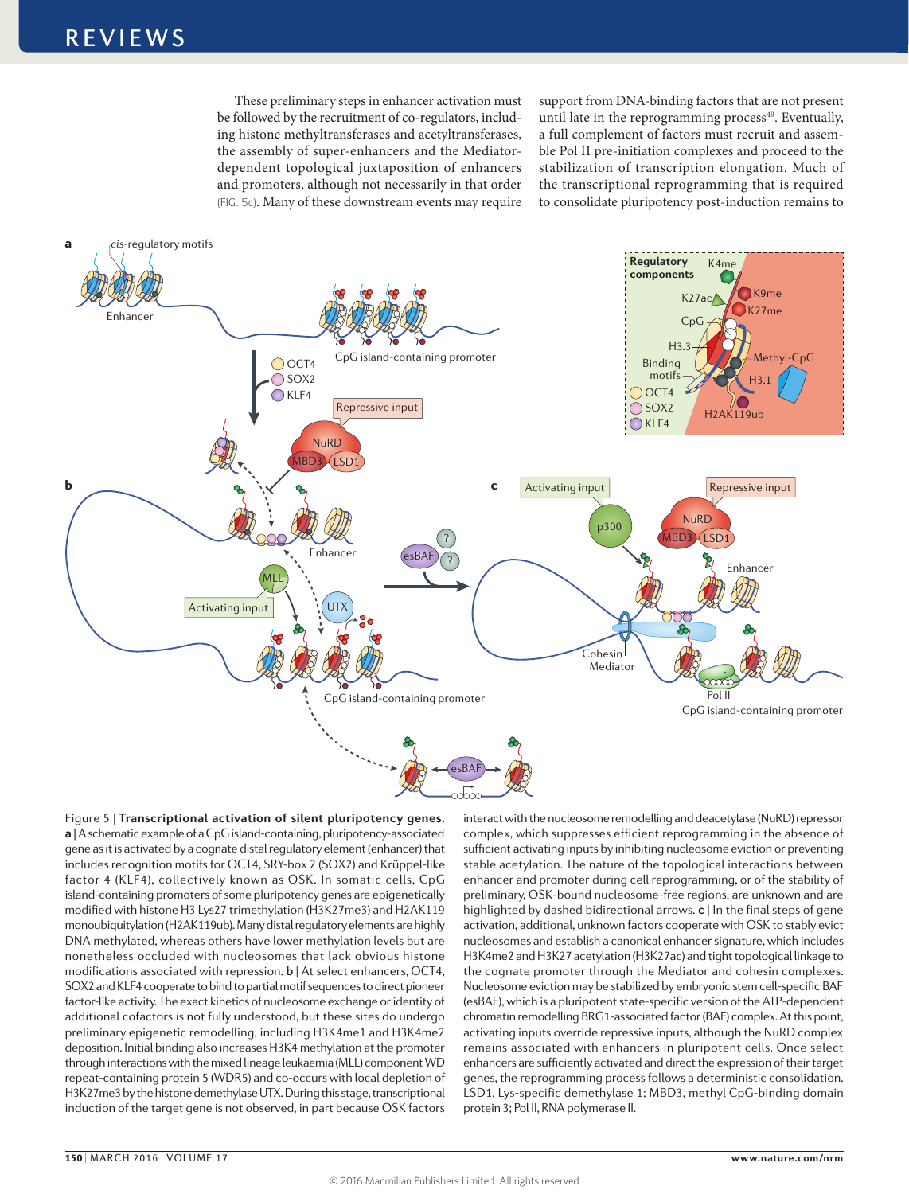These preliminary steps in enhancer activation must be followed by the recruitment of co-regulators, including histone methyltransferases and acetyltransferases, the assembly of super-enhancers and the Mediator-dependent topological juxtaposition of enhancers and promoters, although not necessarily in that order (FIG. 5c). Many of these downstream events may require support from DNA-binding factors that are not present until late in the reprogramming process[49]. Eventually, a full complement of factors must recruit and assemble Pol II pre-initiation complexes and proceed to the stabilization of transcription elongation. Much of the transcriptional reprogramming that is required to consolidate pluripotency post-induction remains to

Figure 5 | **Transcriptional activation of silent pluripotency genes.** **a** | A schematic example of a CpG island-containing, pluripotency-associated gene as it is activated by a cognate distal regulatory element (enhancer) that includes recognition motifs for OCT4, SRY-box 2 (SOX2) and Krüppel-like factor 4 (KLF4), collectively known as OSK. In somatic cells, CpG island-containing promoters of some pluripotency genes are epigenetically modified with histone H3 Lys27 trimethylation (H3K27me3) and H2AK119 monoubiquitylation (H2AK119ub). Many distal regulatory elements are highly DNA methylated, whereas others have lower methylation levels but are nonetheless occluded with nucleosomes that lack obvious histone modifications associated with repression. **b** | At select enhancers, OCT4, SOX2 and KLF4 cooperate to bind to partial motif sequences to direct pioneer factor-like activity. The exact kinetics of nucleosome exchange or identity of additional cofactors is not fully understood, but these sites do undergo preliminary epigenetic remodelling, including H3K4me1 and H3K4me2 deposition. Initial binding also increases H3K4 methylation at the promoter through interactions with the mixed lineage leukaemia (MLL) component WD repeat-containing protein 5 (WDR5) and co-occurs with local depletion of H3K27me3 by the histone demethylase UTX. During this stage, transcriptional induction of the target gene is not observed, in part because OSK factors interact with the nucleosome remodelling and deacetylase (NuRD) repressor complex, which suppresses efficient reprogramming in the absence of sufficient activating inputs by inhibiting nucleosome eviction or preventing stable acetylation. The nature of the topological interactions between enhancer and promoter during cell reprogramming, or of the stability of preliminary, OSK-bound nucleosome-free regions, are unknown and are highlighted by dashed bidirectional arrows. **c** | In the final steps of gene activation, additional, unknown factors cooperate with OSK to stably evict nucleosomes and establish a canonical enhancer signature, which includes H3K4me2 and H3K27 acetylation (H3K27ac) and tight topological linkage to the cognate promoter through the Mediator and cohesin complexes. Nucleosome eviction may be stabilized by embryonic stem cell-specific BAF (esBAF), which is a pluripotent state-specific version of the ATP-dependent chromatin remodelling BRG1-associated factor (BAF) complex. At this point, activating inputs override repressive inputs, although the NuRD complex remains associated with enhancers in pluripotent cells. Once select enhancers are sufficiently activated and direct the expression of their target genes, the reprogramming process follows a deterministic consolidation. LSD1, Lys-specific demethylase 1; MBD3, methyl CpG-binding domain protein 3; Pol II, RNA polymerase II.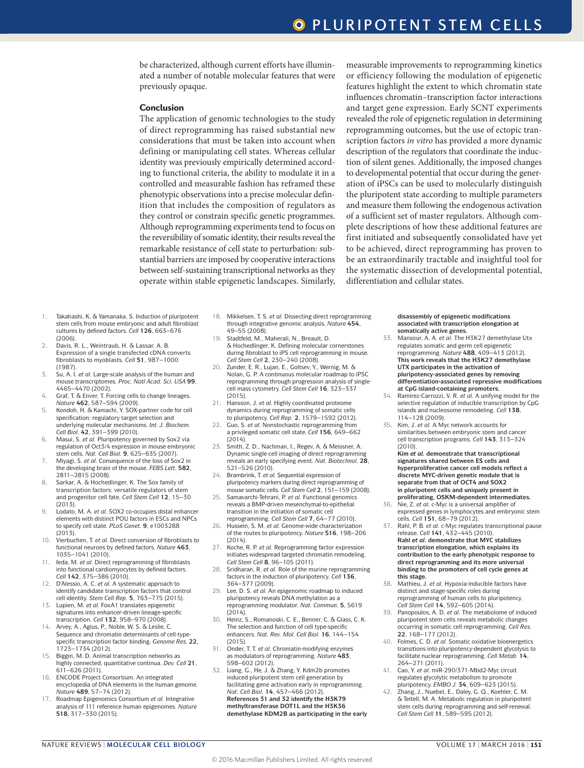be characterized, although current efforts have illuminated a number of notable molecular features that were previously opaque.

## Conclusion

The application of genomic technologies to the study of direct reprogramming has raised substantial new considerations that must be taken into account when defining or manipulating cell states. Whereas cellular identity was previously empirically determined according to functional criteria, the ability to modulate it in a controlled and measurable fashion has reframed these phenotypic observations into a precise molecular definition that includes the composition of regulators as they control or constrain specific genetic programmes. Although reprogramming experiments tend to focus on the reversibility of somatic identity, their results reveal the remarkable resistance of cell state to perturbation: substantial barriers are imposed by cooperative interactions between self-sustaining transcriptional networks as they operate within stable epigenetic landscapes. Similarly, measurable improvements to reprogramming kinetics or efficiency following the modulation of epigenetic features highlight the extent to which chromatin state influences chromatin–transcription factor interactions and target gene expression. Early SCNT experiments revealed the role of epigenetic regulation in determining reprogramming outcomes, but the use of ectopic transcription factors *in vitro* has provided a more dynamic description of the regulators that coordinate the induction of silent genes. Additionally, the imposed changes to developmental potential that occur during the generation of iPSCs can be used to molecularly distinguish the pluripotent state according to multiple parameters and measure them following the endogenous activation of a sufficient set of master regulators. Although complete descriptions of how these additional features are first initiated and subsequently consolidated have yet to be achieved, direct reprogramming has proven to be an extraordinarily tractable and insightful tool for the systematic dissection of developmental potential, differentiation and cellular states.

1. Takahashi, K. & Yamanaka, S. Induction of pluripotent stem cells from mouse embryonic and adult fibroblast cultures by defined factors. *Cell* **126**, 663–676 (2006).
2. Davis, R. L., Weintraub, H. & Lassar, A. B. Expression of a single transfected cDNA converts fibroblasts to myoblasts. *Cell* **51**, 987–1000 (1987).
3. Su, A. I. *et al.* Large-scale analysis of the human and mouse transcriptomes. *Proc. Natl Acad. Sci. USA* **99**, 4465–4470 (2002).
4. Graf, T. & Enver, T. Forcing cells to change lineages. *Nature* **462**, 587–594 (2009).
5. Kondoh, H. & Kamachi, Y. SOX-partner code for cell specification: regulatory target selection and underlying molecular mechanisms. *Int. J. Biochem. Cell Biol.* **42**, 391–399 (2010).
6. Masui, S. *et al.* Pluripotency governed by Sox2 via regulation of Oct3/4 expression in mouse embryonic stem cells. *Nat. Cell Biol.* **9**, 625–635 (2007).
7. Miyagi, S. *et al.* Consequence of the loss of Sox2 in the developing brain of the mouse. *FEBS Lett.* **582**, 2811–2815 (2008).
8. Sarkar, A. & Hochedlinger, K. The Sox family of transcription factors: versatile regulators of stem and progenitor cell fate. *Cell Stem Cell* **12**, 15–30 (2013).
9. Lodato, M. A. *et al.* SOX2 co-occupies distal enhancer elements with distinct POU factors in ESCs and NPCs to specify cell state. *PLoS Genet.* **9**, e1003288 (2013).
10. Vierbuchen, T. *et al.* Direct conversion of fibroblasts to functional neurons by defined factors. *Nature* **463**, 1035–1041 (2010).
11. Ieda, M. *et al.* Direct reprogramming of fibroblasts into functional cardiomyocytes by defined factors. *Cell* **142**, 375–386 (2010).
12. D'Alessio, A. C. *et al.* A systematic approach to identify candidate transcription factors that control cell identity. *Stem Cell Rep.* **5**, 763–775 (2015).
13. Lupien, M. *et al.* FoxA1 translates epigenetic signatures into enhancer-driven lineage-specific transcription. *Cell* **132**, 958–970 (2008).
14. Arvey, A., Agius, P., Noble, W. S. & Leslie, C. Sequence and chromatin determinants of cell-type-specific transcription factor binding. *Genome Res.* **22**, 1723–1734 (2012).
15. Biggin, M. D. Animal transcription networks as highly connected, quantitative continua. *Dev. Cell* **21**, 611–626 (2011).
16. ENCODE Project Consortium. An integrated encyclopedia of DNA elements in the human genome. *Nature* **489**, 57–74 (2012).
17. Roadmap Epigenomics Consortium *et al.* Integrative analysis of 111 reference human epigenomes. *Nature* **518**, 317–330 (2015).
18. Mikkelsen, T. S. *et al.* Dissecting direct reprogramming through integrative genomic analysis. *Nature* **454**, 49–55 (2008).
19. Stadtfeld, M., Maherali, N., Breault, D. & Hochedlinger, K. Defining molecular cornerstones during fibroblast to iPS cell reprogramming in mouse. *Cell Stem Cell* **2**, 230–240 (2008).
20. Zunder, E. R., Lujan, E., Goltsev, Y., Wernig, M. & Nolan, G. P. A continuous molecular roadmap to iPSC reprogramming through progression analysis of single-cell mass cytometry. *Cell Stem Cell* **16**, 323–337 (2015).
21. Hansson, J. *et al.* Highly coordinated proteome dynamics during reprogramming of somatic cells to pluripotency. *Cell Rep.* **2**, 1579–1592 (2012).
22. Guo, S. *et al.* Nonstochastic reprogramming from a privileged somatic cell state. *Cell* **156**, 649–662 (2014).
23. Smith, Z. D., Nachman, I., Regev, A. & Meissner, A. Dynamic single-cell imaging of direct reprogramming reveals an early specifying event. *Nat. Biotechnol.* **28**, 521–526 (2010).
24. Brambrink, T. *et al.* Sequential expression of pluripotency markers during direct reprogramming of mouse somatic cells. *Cell Stem Cell* **2**, 151–159 (2008).
25. Samavarchi-Tehrani, P. *et al.* Functional genomics reveals a BMP-driven mesenchymal-to-epithelial transition in the initiation of somatic cell reprogramming. *Cell Stem Cell* **7**, 64–77 (2010).
26. Hussein, S. M. *et al.* Genome-wide characterization of the routes to pluripotency. *Nature* **516**, 198–206 (2014).
27. Koche, R. P. *et al.* Reprogramming factor expression initiates widespread targeted chromatin remodeling. *Cell Stem Cell* **8**, 96–105 (2011).
28. Sridharan, R. *et al.* Role of the murine reprogramming factors in the induction of pluripotency. *Cell* **136**, 364–377 (2009).
29. Lee, D. S. *et al.* An epigenomic roadmap to induced pluripotency reveals DNA methylation as a reprogramming modulator. *Nat. Commun.* **5**, 5619 (2014).
30. Heinz, S., Romanoski, C. E., Benner, C. & Glass, C. K. The selection and function of cell type-specific enhancers. *Nat. Rev. Mol. Cell Biol.* **16**, 144–154 (2015).
31. Onder, T. T. *et al.* Chromatin-modifying enzymes as modulators of reprogramming. *Nature* **483**, 598–602 (2012).
32. Liang, G., He, J. & Zhang, Y. Kdm2b promotes induced pluripotent stem cell generation by facilitating gene activation early in reprogramming. *Nat. Cell Biol.* **14**, 457–466 (2012).
**References 31 and 32 identify the H3K79 methyltransferase DOT1L and the H3K36 demethylase KDM2B as participating in the early disassembly of epigenetic modifications associated with transcription elongation at somatically active genes.**
33. Mansour, A. A. *et al.* The H3K27 demethylase Utx regulates somatic and germ cell epigenetic reprogramming. *Nature* **488**, 409–413 (2012).
**This work reveals that the H3K27 demethylase UTX participates in the activation of pluripotency-associated genes by removing differentiation-associated repressive modifications at CpG island-containing promoters.**
34. Ramirez-Carrozzi, V. R. *et al.* A unifying model for the selective regulation of inducible transcription by CpG islands and nucleosome remodeling. *Cell* **138**, 114–128 (2009).
35. Kim, J. *et al.* A Myc network accounts for similarities between embryonic stem and cancer cell transcription programs. *Cell* **143**, 313–324 (2010).
**Kim *et al.* demonstrate that transcriptional signatures shared between ES cells and hyperproliferative cancer cell models reflect a discrete MYC-driven genetic module that is separate from that of OCT4 and SOX2 in pluripotent cells and uniquely present in proliferating, OSKM-dependent intermediates.**
36. Nie, Z. *et al.* c-Myc is a universal amplifier of expressed genes in lymphocytes and embryonic stem cells. *Cell* **151**, 68–79 (2012).
37. Rahl, P. B. *et al.* c-Myc regulates transcriptional pause release. *Cell* **141**, 432–445 (2010).
**Rahl *et al.* demonstrate that MYC stabilizes transcription elongation, which explains its contribution to the early phenotypic response to direct reprogramming and its more universal binding to the promoters of cell cycle genes at this stage.**
38. Mathieu, J. *et al.* Hypoxia-inducible factors have distinct and stage-specific roles during reprogramming of human cells to pluripotency. *Cell Stem Cell* **14**, 592–605 (2014).
39. Panopoulos, A. D. *et al.* The metabolome of induced pluripotent stem cells reveals metabolic changes occurring in somatic cell reprogramming. *Cell Res.* **22**, 168–177 (2012).
40. Folmes, C. D. *et al.* Somatic oxidative bioenergetics transitions into pluripotency-dependent glycolysis to facilitate nuclear reprogramming. *Cell Metab.* **14**, 264–271 (2011).
41. Cao, Y. *et al.* miR-290/371-Mbd2-Myc circuit regulates glycolytic metabolism to promote pluripotency. *EMBO J.* **34**, 609–623 (2015).
42. Zhang, J., Nuebel, E., Daley, G. Q., Koehler, C. M. & Teitell, M. A. Metabolic regulation in pluripotent stem cells during reprogramming and self-renewal. *Cell Stem Cell* **11**, 589–595 (2012).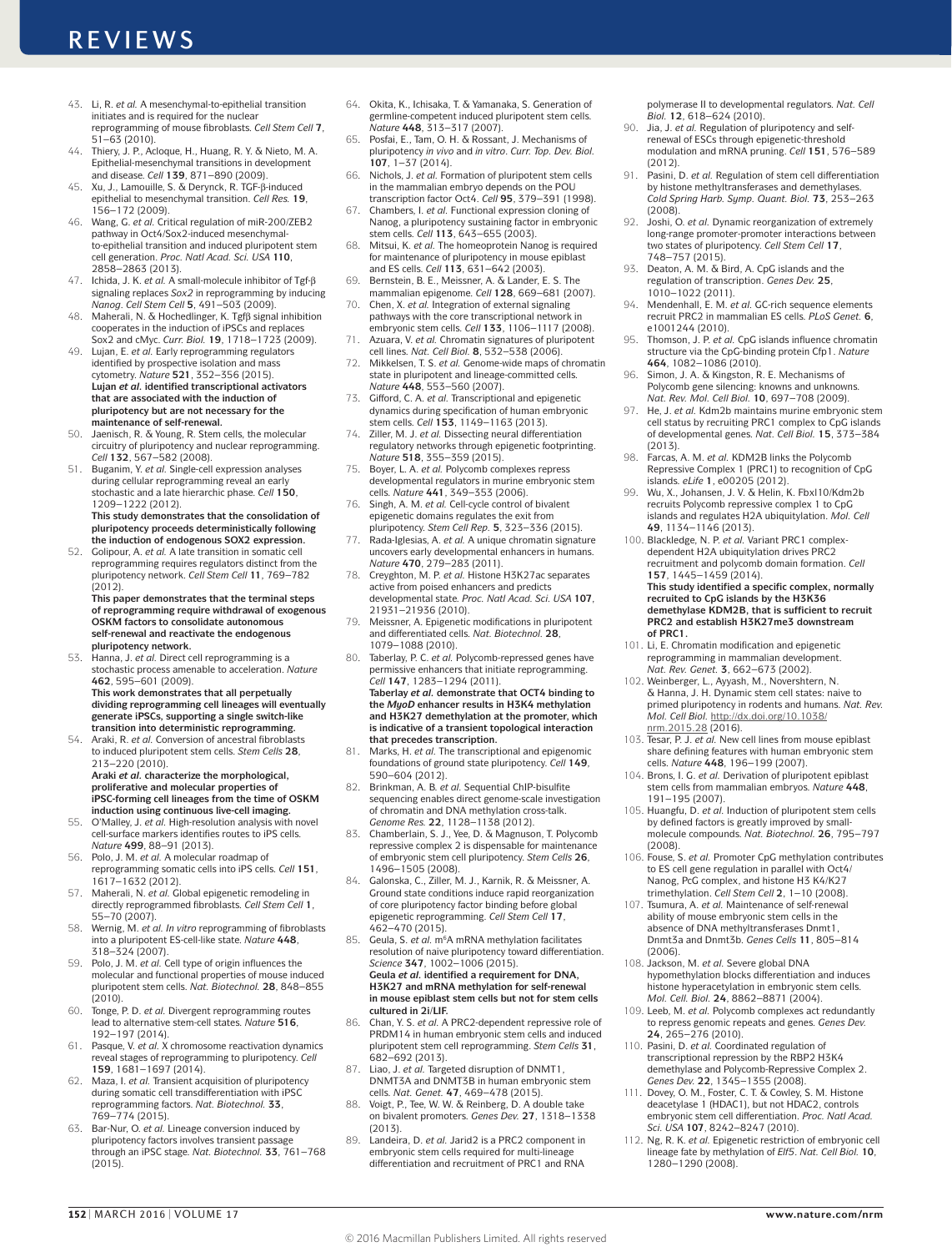43. Li, R. *et al.* A mesenchymal-to-epithelial transition initiates and is required for the nuclear reprogramming of mouse fibroblasts. *Cell Stem Cell* **7**, 51–63 (2010).
44. Thiery, J. P., Acloque, H., Huang, R. Y. & Nieto, M. A. Epithelial-mesenchymal transitions in development and disease. *Cell* **139**, 871–890 (2009).
45. Xu, J., Lamouille, S. & Derynck, R. TGF-β-induced epithelial to mesenchymal transition. *Cell Res.* **19**, 156–172 (2009).
46. Wang, G. *et al.* Critical regulation of miR-200/ZEB2 pathway in Oct4/Sox2-induced mesenchymal-to-epithelial transition and induced pluripotent stem cell generation. *Proc. Natl Acad. Sci. USA* **110**, 2858–2863 (2013).
47. Ichida, J. K. *et al.* A small-molecule inhibitor of Tgf-β signaling replaces *Sox2* in reprogramming by inducing *Nanog*. *Cell Stem Cell* **5**, 491–503 (2009).
48. Maherali, N. & Hochedlinger, K. Tgfβ signal inhibition cooperates in the induction of iPSCs and replaces Sox2 and cMyc. *Curr. Biol.* **19**, 1718–1723 (2009).
49. Lujan, E. *et al.* Early reprogramming regulators identified by prospective isolation and mass cytometry. *Nature* **521**, 352–356 (2015).
**Lujan *et al.* identified transcriptional activators that are associated with the induction of pluripotency but are not necessary for the maintenance of self-renewal.**
50. Jaenisch, R. & Young, R. Stem cells, the molecular circuitry of pluripotency and nuclear reprogramming. *Cell* **132**, 567–582 (2008).
51. Buganim, Y. *et al.* Single-cell expression analyses during cellular reprogramming reveal an early stochastic and a late hierarchic phase. *Cell* **150**, 1209–1222 (2012).
**This study demonstrates that the consolidation of pluripotency proceeds deterministically following the induction of endogenous SOX2 expression.**
52. Golipour, A. *et al.* A late transition in somatic cell reprogramming requires regulators distinct from the pluripotency network. *Cell Stem Cell* **11**, 769–782 (2012).
**This paper demonstrates that the terminal steps of reprogramming require withdrawal of exogenous OSKM factors to consolidate autonomous self-renewal and reactivate the endogenous pluripotency network.**
53. Hanna, J. *et al.* Direct cell reprogramming is a stochastic process amenable to acceleration. *Nature* **462**, 595–601 (2009).
**This work demonstrates that all perpetually dividing reprogramming cell lineages will eventually generate iPSCs, supporting a single switch-like transition into deterministic reprogramming.**
54. Araki, R. *et al.* Conversion of ancestral fibroblasts to induced pluripotent stem cells. *Stem Cells* **28**, 213–220 (2010).
**Araki *et al.* characterize the morphological, proliferative and molecular properties of iPSC-forming cell lineages from the time of OSKM induction using continuous live-cell imaging.**
55. O'Malley, J. *et al.* High-resolution analysis with novel cell-surface markers identifies routes to iPS cells. *Nature* **499**, 88–91 (2013).
56. Polo, J. M. *et al.* A molecular roadmap of reprogramming somatic cells into iPS cells. *Cell* **151**, 1617–1632 (2012).
57. Maherali, N. *et al.* Global epigenetic remodeling in directly reprogrammed fibroblasts. *Cell Stem Cell* **1**, 55–70 (2007).
58. Wernig, M. *et al. In vitro* reprogramming of fibroblasts into a pluripotent ES-cell-like state. *Nature* **448**, 318–324 (2007).
59. Polo, J. M. *et al.* Cell type of origin influences the molecular and functional properties of mouse induced pluripotent stem cells. *Nat. Biotechnol.* **28**, 848–855 (2010).
60. Tonge, P. D. *et al.* Divergent reprogramming routes lead to alternative stem-cell states. *Nature* **516**, 192–197 (2014).
61. Pasque, V. *et al.* X chromosome reactivation dynamics reveal stages of reprogramming to pluripotency. *Cell* **159**, 1681–1697 (2014).
62. Maza, I. *et al.* Transient acquisition of pluripotency during somatic cell transdifferentiation with iPSC reprogramming factors. *Nat. Biotechnol.* **33**, 769–774 (2015).
63. Bar-Nur, O. *et al.* Lineage conversion induced by pluripotency factors involves transient passage through an iPSC stage. *Nat. Biotechnol.* **33**, 761–768 (2015).
64. Okita, K., Ichisaka, T. & Yamanaka, S. Generation of germline-competent induced pluripotent stem cells. *Nature* **448**, 313–317 (2007).
65. Posfai, E., Tam, O. H. & Rossant, J. Mechanisms of pluripotency *in vivo* and *in vitro*. *Curr. Top. Dev. Biol.* **107**, 1–37 (2014).
66. Nichols, J. *et al.* Formation of pluripotent stem cells in the mammalian embryo depends on the POU transcription factor Oct4. *Cell* **95**, 379–391 (1998).
67. Chambers, I. *et al.* Functional expression cloning of Nanog, a pluripotency sustaining factor in embryonic stem cells. *Cell* **113**, 643–655 (2003).
68. Mitsui, K. *et al.* The homeoprotein Nanog is required for maintenance of pluripotency in mouse epiblast and ES cells. *Cell* **113**, 631–642 (2003).
69. Bernstein, B. E., Meissner, A. & Lander, E. S. The mammalian epigenome. *Cell* **128**, 669–681 (2007).
70. Chen, X. *et al.* Integration of external signaling pathways with the core transcriptional network in embryonic stem cells. *Cell* **133**, 1106–1117 (2008).
71. Azuara, V. *et al.* Chromatin signatures of pluripotent cell lines. *Nat. Cell Biol.* **8**, 532–538 (2006).
72. Mikkelsen, T. S. *et al.* Genome-wide maps of chromatin state in pluripotent and lineage-committed cells. *Nature* **448**, 553–560 (2007).
73. Gifford, C. A. *et al.* Transcriptional and epigenetic dynamics during specification of human embryonic stem cells. *Cell* **153**, 1149–1163 (2013).
74. Ziller, M. J. *et al.* Dissecting neural differentiation regulatory networks through epigenetic footprinting. *Nature* **518**, 355–359 (2015).
75. Boyer, L. A. *et al.* Polycomb complexes repress developmental regulators in murine embryonic stem cells. *Nature* **441**, 349–353 (2006).
76. Singh, A. M. *et al.* Cell-cycle control of bivalent epigenetic domains regulates the exit from pluripotency. *Stem Cell Rep.* **5**, 323–336 (2015).
77. Rada-Iglesias, A. *et al.* A unique chromatin signature uncovers early developmental enhancers in humans. *Nature* **470**, 279–283 (2011).
78. Creyghton, M. P. *et al.* Histone H3K27ac separates active from poised enhancers and predicts developmental state. *Proc. Natl Acad. Sci. USA* **107**, 21931–21936 (2010).
79. Meissner, A. Epigenetic modifications in pluripotent and differentiated cells. *Nat. Biotechnol.* **28**, 1079–1088 (2010).
80. Taberlay, P. C. *et al.* Polycomb-repressed genes have permissive enhancers that initiate reprogramming. *Cell* **147**, 1283–1294 (2011).
**Taberlay *et al.* demonstrate that OCT4 binding to the *MyoD* enhancer results in H3K4 methylation and H3K27 demethylation at the promoter, which is indicative of a transient topological interaction that precedes transcription.**
81. Marks, H. *et al.* The transcriptional and epigenomic foundations of ground state pluripotency. *Cell* **149**, 590–604 (2012).
82. Brinkman, A. B. *et al.* Sequential ChIP-bisulfite sequencing enables direct genome-scale investigation of chromatin and DNA methylation cross-talk. *Genome Res.* **22**, 1128–1138 (2012).
83. Chamberlain, S. J., Yee, D. & Magnuson, T. Polycomb repressive complex 2 is dispensable for maintenance of embryonic stem cell pluripotency. *Stem Cells* **26**, 1496–1505 (2008).
84. Galonska, C., Ziller, M. J., Karnik, R. & Meissner, A. Ground state conditions induce rapid reorganization of core pluripotency factor binding before global epigenetic reprogramming. *Cell Stem Cell* **17**, 462–470 (2015).
85. Geula, S. *et al.* m$^6$A mRNA methylation facilitates resolution of naive pluripotency toward differentiation. *Science* **347**, 1002–1006 (2015).
**Geula *et al.* identified a requirement for DNA, H3K27 and mRNA methylation for self-renewal in mouse epiblast stem cells but not for stem cells cultured in 2i/LIF.**
86. Chan, Y. S. *et al.* A PRC2-dependent repressive role of PRDM14 in human embryonic stem cells and induced pluripotent stem cell reprogramming. *Stem Cells* **31**, 682–692 (2013).
87. Liao, J. *et al.* Targeted disruption of DNMT1, DNMT3A and DNMT3B in human embryonic stem cells. *Nat. Genet.* **47**, 469–478 (2015).
88. Voigt, P., Tee, W. W. & Reinberg, D. A double take on bivalent promoters. *Genes Dev.* **27**, 1318–1338 (2013).
89. Landeira, D. *et al.* Jarid2 is a PRC2 component in embryonic stem cells required for multi-lineage differentiation and recruitment of PRC1 and RNA polymerase II to developmental regulators. *Nat. Cell Biol.* **12**, 618–624 (2010).
90. Jia, J. *et al.* Regulation of pluripotency and self-renewal of ESCs through epigenetic-threshold modulation and mRNA pruning. *Cell* **151**, 576–589 (2012).
91. Pasini, D. *et al.* Regulation of stem cell differentiation by histone methyltransferases and demethylases. *Cold Spring Harb. Symp. Quant. Biol.* **73**, 253–263 (2008).
92. Joshi, O. *et al.* Dynamic reorganization of extremely long-range promoter-promoter interactions between two states of pluripotency. *Cell Stem Cell* **17**, 748–757 (2015).
93. Deaton, A. M. & Bird, A. CpG islands and the regulation of transcription. *Genes Dev.* **25**, 1010–1022 (2011).
94. Mendenhall, E. M. *et al.* GC-rich sequence elements recruit PRC2 in mammalian ES cells. *PLoS Genet.* **6**, e1001244 (2010).
95. Thomson, J. P. *et al.* CpG islands influence chromatin structure via the CpG-binding protein Cfp1. *Nature* **464**, 1082–1086 (2010).
96. Simon, J. A. & Kingston, R. E. Mechanisms of Polycomb gene silencing: knowns and unknowns. *Nat. Rev. Mol. Cell Biol.* **10**, 697–708 (2009).
97. He, J. *et al.* Kdm2b maintains murine embryonic stem cell status by recruiting PRC1 complex to CpG islands of developmental genes. *Nat. Cell Biol.* **15**, 373–384 (2013).
98. Farcas, A. M. *et al.* KDM2B links the Polycomb Repressive Complex 1 (PRC1) to recognition of CpG islands. *eLife* **1**, e00205 (2012).
99. Wu, X., Johansen, J. V. & Helin, K. Fbxl10/Kdm2b recruits Polycomb repressive complex 1 to CpG islands and regulates H2A ubiquitylation. *Mol. Cell* **49**, 1134–1146 (2013).
100. Blackledge, N. P. *et al.* Variant PRC1 complex-dependent H2A ubiquitylation drives PRC2 recruitment and polycomb domain formation. *Cell* **157**, 1445–1459 (2014).
**This study identified a specific complex, normally recruited to CpG islands by the H3K36 demethylase KDM2B, that is sufficient to recruit PRC2 and establish H3K27me3 downstream of PRC1.**
101. Li, E. Chromatin modification and epigenetic reprogramming in mammalian development. *Nat. Rev. Genet.* **3**, 662–673 (2002).
102. Weinberger, L., Ayyash, M., Novershtern, N. & Hanna, J. H. Dynamic stem cell states: naive to primed pluripotency in rodents and humans. *Nat. Rev. Mol. Cell Biol.* http://dx.doi.org/10.1038/nrm.2015.28 (2016).
103. Tesar, P. J. *et al.* New cell lines from mouse epiblast share defining features with human embryonic stem cells. *Nature* **448**, 196–199 (2007).
104. Brons, I. G. *et al.* Derivation of pluripotent epiblast stem cells from mammalian embryos. *Nature* **448**, 191–195 (2007).
105. Huangfu, D. *et al.* Induction of pluripotent stem cells by defined factors is greatly improved by small-molecule compounds. *Nat. Biotechnol.* **26**, 795–797 (2008).
106. Fouse, S. *et al.* Promoter CpG methylation contributes to ES cell gene regulation in parallel with Oct4/Nanog, PcG complex, and histone H3 K4/K27 trimethylation. *Cell Stem Cell* **2**, 1–10 (2008).
107. Tsumura, A. *et al.* Maintenance of self-renewal ability of mouse embryonic stem cells in the absence of DNA methyltransferases Dnmt1, Dnmt3a and Dnmt3b. *Genes Cells* **11**, 805–814 (2006).
108. Jackson, M. *et al.* Severe global DNA hypomethylation blocks differentiation and induces histone hyperacetylation in embryonic stem cells. *Mol. Cell. Biol.* **24**, 8862–8871 (2004).
109. Leeb, M. *et al.* Polycomb complexes act redundantly to repress genomic repeats and genes. *Genes Dev.* **24**, 265–276 (2010).
110. Pasini, D. *et al.* Coordinated regulation of transcriptional repression by the RBP2 H3K4 demethylase and Polycomb-Repressive Complex 2. *Genes Dev.* **22**, 1345–1355 (2008).
111. Dovey, O. M., Foster, C. T. & Cowley, S. M. Histone deacetylase 1 (HDAC1), but not HDAC2, controls embryonic stem cell differentiation. *Proc. Natl Acad. Sci. USA* **107**, 8242–8247 (2010).
112. Ng, R. K. *et al.* Epigenetic restriction of embryonic cell lineage fate by methylation of *Elf5*. *Nat. Cell Biol.* **10**, 1280–1290 (2008).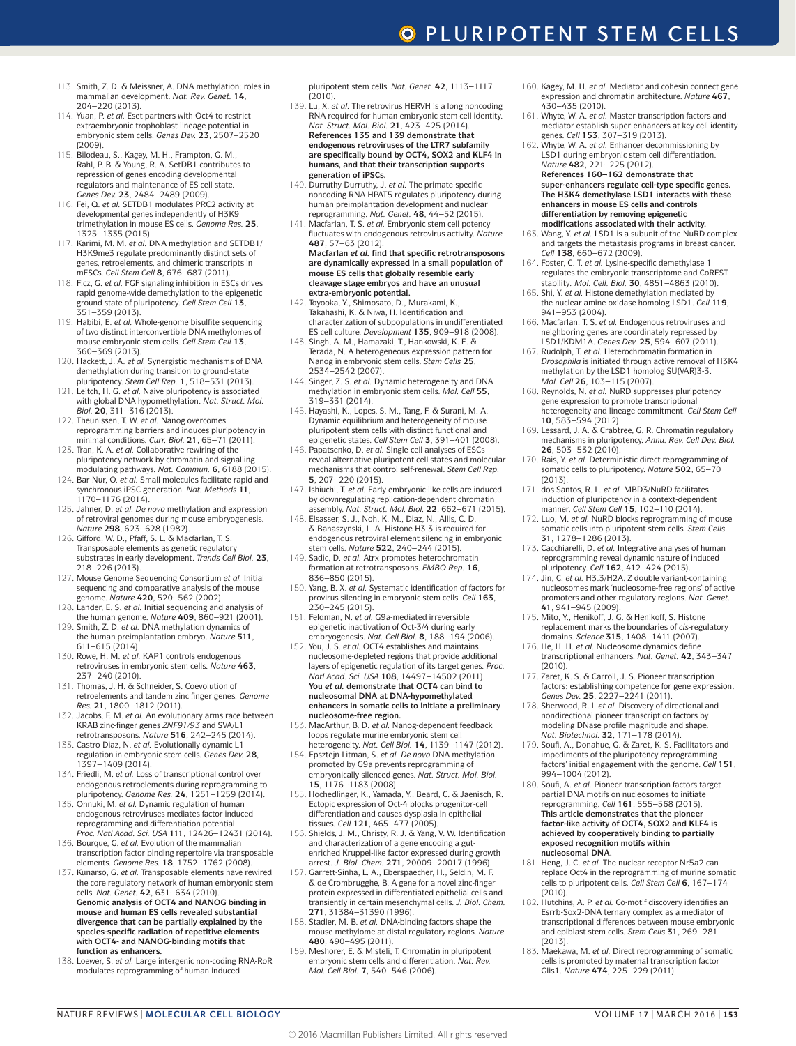113. Smith, Z. D. & Meissner, A. DNA methylation: roles in mammalian development. *Nat. Rev. Genet.* **14**, 204–220 (2013).
114. Yuan, P. *et al.* Eset partners with Oct4 to restrict extraembryonic trophoblast lineage potential in embryonic stem cells. *Genes Dev.* **23**, 2507–2520 (2009).
115. Bilodeau, S., Kagey, M. H., Frampton, G. M., Rahl, P. B. & Young, R. A. SetDB1 contributes to repression of genes encoding developmental regulators and maintenance of ES cell state. *Genes Dev.* **23**, 2484–2489 (2009).
116. Fei, Q. *et al.* SETDB1 modulates PRC2 activity at developmental genes independently of H3K9 trimethylation in mouse ES cells. *Genome Res.* **25**, 1325–1335 (2015).
117. Karimi, M. M. *et al.* DNA methylation and SETDB1/H3K9me3 regulate predominantly distinct sets of genes, retroelements, and chimeric transcripts in mESCs. *Cell Stem Cell* **8**, 676–687 (2011).
118. Ficz, G. *et al.* FGF signaling inhibition in ESCs drives rapid genome-wide demethylation to the epigenetic ground state of pluripotency. *Cell Stem Cell* **13**, 351–359 (2013).
119. Habibi, E. *et al.* Whole-genome bisulfite sequencing of two distinct interconvertible DNA methylomes of mouse embryonic stem cells. *Cell Stem Cell* **13**, 360–369 (2013).
120. Hackett, J. A. *et al.* Synergistic mechanisms of DNA demethylation during transition to ground-state pluripotency. *Stem Cell Rep.* **1**, 518–531 (2013).
121. Leitch, H. G. *et al.* Naive pluripotency is associated with global DNA hypomethylation. *Nat. Struct. Mol. Biol.* **20**, 311–316 (2013).
122. Theunissen, T. W. *et al.* Nanog overcomes reprogramming barriers and induces pluripotency in minimal conditions. *Curr. Biol.* **21**, 65–71 (2011).
123. Tran, K. A. *et al.* Collaborative rewiring of the pluripotency network by chromatin and signalling modulating pathways. *Nat. Commun.* **6**, 6188 (2015).
124. Bar-Nur, O. *et al.* Small molecules facilitate rapid and synchronous iPSC generation. *Nat. Methods* **11**, 1170–1176 (2014).
125. Jahner, D. *et al. De novo* methylation and expression of retroviral genomes during mouse embryogenesis. *Nature* **298**, 623–628 (1982).
126. Gifford, W. D., Pfaff, S. L. & Macfarlan, T. S. Transposable elements as genetic regulatory substrates in early development. *Trends Cell Biol.* **23**, 218–226 (2013).
127. Mouse Genome Sequencing Consortium *et al.* Initial sequencing and comparative analysis of the mouse genome. *Nature* **420**, 520–562 (2002).
128. Lander, E. S. *et al.* Initial sequencing and analysis of the human genome. *Nature* **409**, 860–921 (2001).
129. Smith, Z. D. *et al.* DNA methylation dynamics of the human preimplantation embryo. *Nature* **511**, 611–615 (2014).
130. Rowe, H. M. *et al.* KAP1 controls endogenous retroviruses in embryonic stem cells. *Nature* **463**, 237–240 (2010).
131. Thomas, J. H. & Schneider, S. Coevolution of retroelements and tandem zinc finger genes. *Genome Res.* **21**, 1800–1812 (2011).
132. Jacobs, F. M. *et al.* An evolutionary arms race between KRAB zinc-finger genes *ZNF91/93* and SVA/L1 retrotransposons. *Nature* **516**, 242–245 (2014).
133. Castro-Diaz, N. *et al.* Evolutionally dynamic L1 regulation in embryonic stem cells. *Genes Dev.* **28**, 1397–1409 (2014).
134. Friedli, M. *et al.* Loss of transcriptional control over endogenous retroelements during reprogramming to pluripotency. *Genome Res.* **24**, 1251–1259 (2014).
135. Ohnuki, M. *et al.* Dynamic regulation of human endogenous retroviruses mediates factor-induced reprogramming and differentiation potential. *Proc. Natl Acad. Sci. USA* **111**, 12426–12431 (2014).
136. Bourque, G. *et al.* Evolution of the mammalian transcription factor binding repertoire via transposable elements. *Genome Res.* **18**, 1752–1762 (2008).
137. Kunarso, G. *et al.* Transposable elements have rewired the core regulatory network of human embryonic stem cells. *Nat. Genet.* **42**, 631–634 (2010).
**Genomic analysis of OCT4 and NANOG binding in mouse and human ES cells revealed substantial divergence that can be partially explained by the species-specific radiation of repetitive elements with OCT4- and NANOG-binding motifs that function as enhancers.**
138. Loewer, S. *et al.* Large intergenic non-coding RNA-RoR modulates reprogramming of human induced pluripotent stem cells. *Nat. Genet.* **42**, 1113–1117 (2010).
139. Lu, X. *et al.* The retrovirus HERVH is a long noncoding RNA required for human embryonic stem cell identity. *Nat. Struct. Mol. Biol.* **21**, 423–425 (2014).
**References 135 and 139 demonstrate that endogenous retroviruses of the LTR7 subfamily are specifically bound by OCT4, SOX2 and KLF4 in humans, and that their transcription supports generation of iPSCs.**
140. Durruthy-Durruthy, J. *et al.* The primate-specific noncoding RNA HPAT5 regulates pluripotency during human preimplantation development and nuclear reprogramming. *Nat. Genet.* **48**, 44–52 (2015).
141. Macfarlan, T. S. *et al.* Embryonic stem cell potency fluctuates with endogenous retrovirus activity. *Nature* **487**, 57–63 (2012).
**Macfarlan *et al.* find that specific retrotransposons are dynamically expressed in a small population of mouse ES cells that globally resemble early cleavage stage embryos and have an unusual extra-embryonic potential.**
142. Toyooka, Y., Shimosato, D., Murakami, K., Takahashi, K. & Niwa, H. Identification and characterization of subpopulations in undifferentiated ES cell culture. *Development* **135**, 909–918 (2008).
143. Singh, A. M., Hamazaki, T., Hankowski, K. E. & Terada, N. A heterogeneous expression pattern for Nanog in embryonic stem cells. *Stem Cells* **25**, 2534–2542 (2007).
144. Singer, Z. S. *et al.* Dynamic heterogeneity and DNA methylation in embryonic stem cells. *Mol. Cell* **55**, 319–331 (2014).
145. Hayashi, K., Lopes, S. M., Tang, F. & Surani, M. A. Dynamic equilibrium and heterogeneity of mouse pluripotent stem cells with distinct functional and epigenetic states. *Cell Stem Cell* **3**, 391–401 (2008).
146. Papatsenko, D. *et al.* Single-cell analyses of ESCs reveal alternative pluripotent cell states and molecular mechanisms that control self-renewal. *Stem Cell Rep.* **5**, 207–220 (2015).
147. Ishiuchi, T. *et al.* Early embryonic-like cells are induced by downregulating replication-dependent chromatin assembly. *Nat. Struct. Mol. Biol.* **22**, 662–671 (2015).
148. Elsasser, S. J., Noh, K. M., Diaz, N., Allis, C. D. & Banaszynski, L. A. Histone H3.3 is required for endogenous retroviral element silencing in embryonic stem cells. *Nature* **522**, 240–244 (2015).
149. Sadic, D. *et al.* Atrx promotes heterochromatin formation at retrotransposons. *EMBO Rep.* **16**, 836–850 (2015).
150. Yang, B. X. *et al.* Systematic identification of factors for provirus silencing in embryonic stem cells. *Cell* **163**, 230–245 (2015).
151. Feldman, N. *et al.* G9a-mediated irreversible epigenetic inactivation of Oct-3/4 during early embryogenesis. *Nat. Cell Biol.* **8**, 188–194 (2006).
152. You, J. S. *et al.* OCT4 establishes and maintains nucleosome-depleted regions that provide additional layers of epigenetic regulation of its target genes. *Proc. Natl Acad. Sci. USA* **108**, 14497–14502 (2011).
**You *et al.* demonstrate that OCT4 can bind to nucleosomal DNA at DNA-hypomethylated enhancers in somatic cells to initiate a preliminary nucleosome-free region.**
153. MacArthur, B. D. *et al.* Nanog-dependent feedback loops regulate murine embryonic stem cell heterogeneity. *Nat. Cell Biol.* **14**, 1139–1147 (2012).
154. Epsztejn-Litman, S. *et al. De novo* DNA methylation promoted by G9a prevents reprogramming of embryonically silenced genes. *Nat. Struct. Mol. Biol.* **15**, 1176–1183 (2008).
155. Hochedlinger, K., Yamada, Y., Beard, C. & Jaenisch, R. Ectopic expression of Oct-4 blocks progenitor-cell differentiation and causes dysplasia in epithelial tissues. *Cell* **121**, 465–477 (2005).
156. Shields, J. M., Christy, R. J. & Yang, V. W. Identification and characterization of a gene encoding a gut-enriched Kruppel-like factor expressed during growth arrest. *J. Biol. Chem.* **271**, 20009–20017 (1996).
157. Garrett-Sinha, L. A., Eberspaecher, H., Seldin, M. F. & de Crombrugghe, B. A gene for a novel zinc-finger protein expressed in differentiated epithelial cells and transiently in certain mesenchymal cells. *J. Biol. Chem.* **271**, 31384–31390 (1996).
158. Stadler, M. B. *et al.* DNA-binding factors shape the mouse methylome at distal regulatory regions. *Nature* **480**, 490–495 (2011).
159. Meshorer, E. & Misteli, T. Chromatin in pluripotent embryonic stem cells and differentiation. *Nat. Rev. Mol. Cell Biol.* **7**, 540–546 (2006).
160. Kagey, M. H. *et al.* Mediator and cohesin connect gene expression and chromatin architecture. *Nature* **467**, 430–435 (2010).
161. Whyte, W. A. *et al.* Master transcription factors and mediator establish super-enhancers at key cell identity genes. *Cell* **153**, 307–319 (2013).
162. Whyte, W. A. *et al.* Enhancer decommissioning by LSD1 during embryonic stem cell differentiation. *Nature* **482**, 221–225 (2012).
**References 160–162 demonstrate that super-enhancers regulate cell-type specific genes. The H3K4 demethylase LSD1 interacts with these enhancers in mouse ES cells and controls differentiation by removing epigenetic modifications associated with their activity.**
163. Wang, Y. *et al.* LSD1 is a subunit of the NuRD complex and targets the metastasis programs in breast cancer. *Cell* **138**, 660–672 (2009).
164. Foster, C. T. *et al.* Lysine-specific demethylase 1 regulates the embryonic transcriptome and CoREST stability. *Mol. Cell. Biol.* **30**, 4851–4863 (2010).
165. Shi, Y. *et al.* Histone demethylation mediated by the nuclear amine oxidase homolog LSD1. *Cell* **119**, 941–953 (2004).
166. Macfarlan, T. S. *et al.* Endogenous retroviruses and neighboring genes are coordinately repressed by LSD1/KDM1A. *Genes Dev.* **25**, 594–607 (2011).
167. Rudolph, T. *et al.* Heterochromatin formation in *Drosophila* is initiated through active removal of H3K4 methylation by the LSD1 homolog SU(VAR)3-3. *Mol. Cell* **26**, 103–115 (2007).
168. Reynolds, N. *et al.* NuRD suppresses pluripotency gene expression to promote transcriptional heterogeneity and lineage commitment. *Cell Stem Cell* **10**, 583–594 (2012).
169. Lessard, J. A. & Crabtree, G. R. Chromatin regulatory mechanisms in pluripotency. *Annu. Rev. Cell Dev. Biol.* **26**, 503–532 (2010).
170. Rais, Y. *et al.* Deterministic direct reprogramming of somatic cells to pluripotency. *Nature* **502**, 65–70 (2013).
171. dos Santos, R. L. *et al.* MBD3/NuRD facilitates induction of pluripotency in a context-dependent manner. *Cell Stem Cell* **15**, 102–110 (2014).
172. Luo, M. *et al.* NuRD blocks reprogramming of mouse somatic cells into pluripotent stem cells. *Stem Cells* **31**, 1278–1286 (2013).
173. Cacchiarelli, D. *et al.* Integrative analyses of human reprogramming reveal dynamic nature of induced pluripotency. *Cell* **162**, 412–424 (2015).
174. Jin, C. *et al.* H3.3/H2A. Z double variant-containing nucleosomes mark 'nucleosome-free regions' of active promoters and other regulatory regions. *Nat. Genet.* **41**, 941–945 (2009).
175. Mito, Y., Henikoff, J. G. & Henikoff, S. Histone replacement marks the boundaries of *cis*-regulatory domains. *Science* **315**, 1408–1411 (2007).
176. He, H. H. *et al.* Nucleosome dynamics define transcriptional enhancers. *Nat. Genet.* **42**, 343–347 (2010).
177. Zaret, K. S. & Carroll, J. S. Pioneer transcription factors: establishing competence for gene expression. *Genes Dev.* **25**, 2227–2241 (2011).
178. Sherwood, R. I. *et al.* Discovery of directional and nondirectional pioneer transcription factors by modeling DNase profile magnitude and shape. *Nat. Biotechnol.* **32**, 171–178 (2014).
179. Soufi, A., Donahue, G. & Zaret, K. S. Facilitators and impediments of the pluripotency reprogramming factors' initial engagement with the genome. *Cell* **151**, 994–1004 (2012).
180. Soufi, A. *et al.* Pioneer transcription factors target partial DNA motifs on nucleosomes to initiate reprogramming. *Cell* **161**, 555–568 (2015).
**This article demonstrates that the pioneer factor-like activity of OCT4, SOX2 and KLF4 is achieved by cooperatively binding to partially exposed recognition motifs within nucleosomal DNA.**
181. Heng, J. C. *et al.* The nuclear receptor Nr5a2 can replace Oct4 in the reprogramming of murine somatic cells to pluripotent cells. *Cell Stem Cell* **6**, 167–174 (2010).
182. Hutchins, A. P. *et al.* Co-motif discovery identifies an Esrrb-Sox2-DNA ternary complex as a mediator of transcriptional differences between mouse embryonic and epiblast stem cells. *Stem Cells* **31**, 269–281 (2013).
183. Maekawa, M. *et al.* Direct reprogramming of somatic cells is promoted by maternal transcription factor Glis1. *Nature* **474**, 225–229 (2011).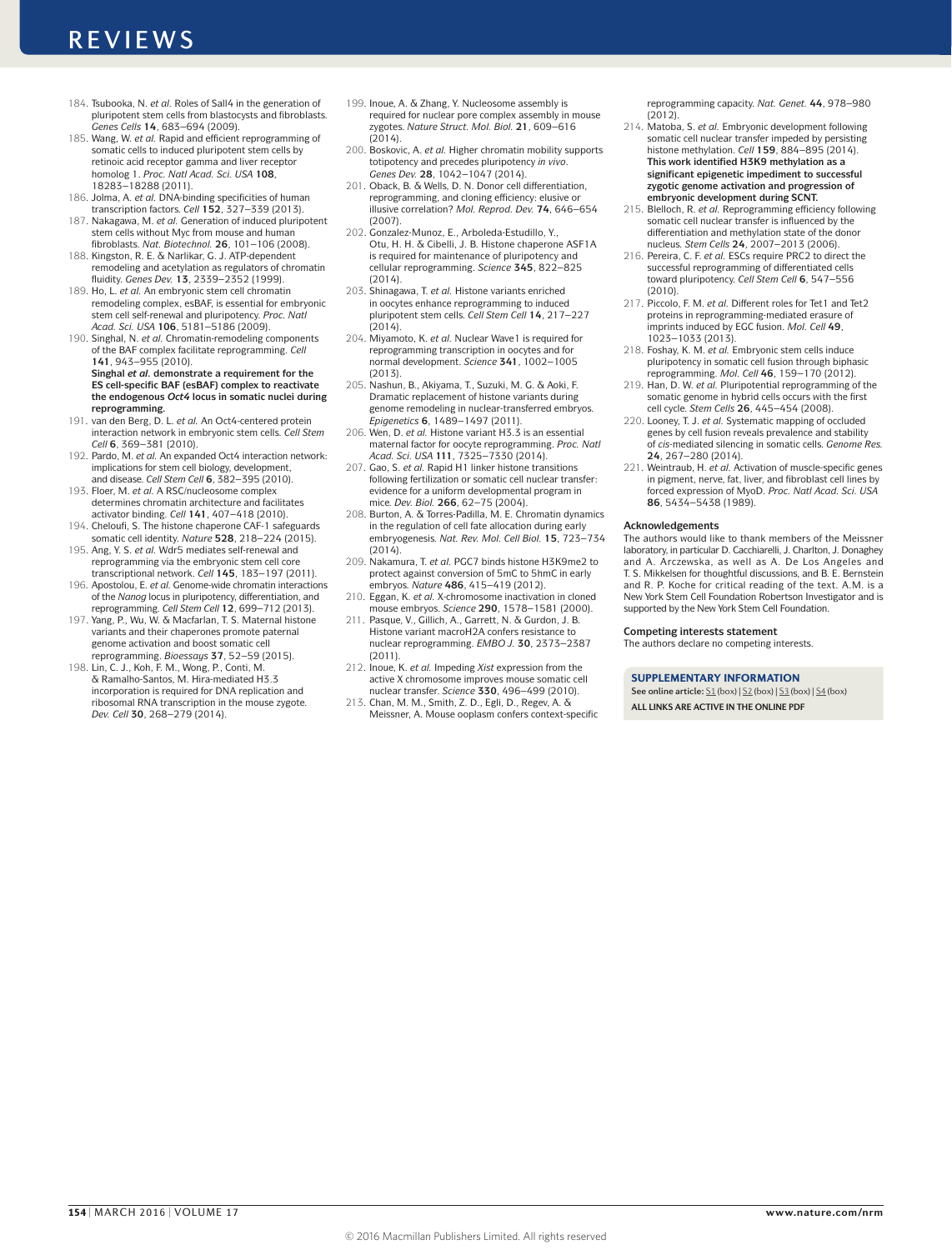184. Tsubooka, N. *et al.* Roles of Sall4 in the generation of pluripotent stem cells from blastocysts and fibroblasts. *Genes Cells* **14**, 683–694 (2009).
185. Wang, W. *et al.* Rapid and efficient reprogramming of somatic cells to induced pluripotent stem cells by retinoic acid receptor gamma and liver receptor homolog 1. *Proc. Natl Acad. Sci. USA* **108**, 18283–18288 (2011).
186. Jolma, A. *et al.* DNA-binding specificities of human transcription factors. *Cell* **152**, 327–339 (2013).
187. Nakagawa, M. *et al.* Generation of induced pluripotent stem cells without Myc from mouse and human fibroblasts. *Nat. Biotechnol.* **26**, 101–106 (2008).
188. Kingston, R. E. & Narlikar, G. J. ATP-dependent remodeling and acetylation as regulators of chromatin fluidity. *Genes Dev.* **13**, 2339–2352 (1999).
189. Ho, L. *et al.* An embryonic stem cell chromatin remodeling complex, esBAF, is essential for embryonic stem cell self-renewal and pluripotency. *Proc. Natl Acad. Sci. USA* **106**, 5181–5186 (2009).
190. Singhal, N. *et al.* Chromatin-remodeling components of the BAF complex facilitate reprogramming. *Cell* **141**, 943–955 (2010).
**Singhal *et al.* demonstrate a requirement for the ES cell-specific BAF (esBAF) complex to reactivate the endogenous *Oct4* locus in somatic nuclei during reprogramming.**
191. van den Berg, D. L. *et al.* An Oct4-centered protein interaction network in embryonic stem cells. *Cell Stem Cell* **6**, 369–381 (2010).
192. Pardo, M. *et al.* An expanded Oct4 interaction network: implications for stem cell biology, development, and disease. *Cell Stem Cell* **6**, 382–395 (2010).
193. Floer, M. *et al.* A RSC/nucleosome complex determines chromatin architecture and facilitates activator binding. *Cell* **141**, 407–418 (2010).
194. Cheloufi, S. The histone chaperone CAF-1 safeguards somatic cell identity. *Nature* **528**, 218–224 (2015).
195. Ang, Y. S. *et al.* Wdr5 mediates self-renewal and reprogramming via the embryonic stem cell core transcriptional network. *Cell* **145**, 183–197 (2011).
196. Apostolou, E. *et al.* Genome-wide chromatin interactions of the *Nanog* locus in pluripotency, differentiation, and reprogramming. *Cell Stem Cell* **12**, 699–712 (2013).
197. Yang, P., Wu, W. & Macfarlan, T. S. Maternal histone variants and their chaperones promote paternal genome activation and boost somatic cell reprogramming. *Bioessays* **37**, 52–59 (2015).
198. Lin, C. J., Koh, F. M., Wong, P., Conti, M. & Ramalho-Santos, M. Hira-mediated H3.3 incorporation is required for DNA replication and ribosomal RNA transcription in the mouse zygote. *Dev. Cell* **30**, 268–279 (2014).
199. Inoue, A. & Zhang, Y. Nucleosome assembly is required for nuclear pore complex assembly in mouse zygotes. *Nature Struct. Mol. Biol.* **21**, 609–616 (2014).
200. Boskovic, A. *et al.* Higher chromatin mobility supports totipotency and precedes pluripotency *in vivo*. *Genes Dev.* **28**, 1042–1047 (2014).
201. Oback, B. & Wells, D. N. Donor cell differentiation, reprogramming, and cloning efficiency: elusive or illusive correlation? *Mol. Reprod. Dev.* **74**, 646–654 (2007).
202. Gonzalez-Munoz, E., Arboleda-Estudillo, Y., Otu, H. H. & Cibelli, J. B. Histone chaperone ASF1A is required for maintenance of pluripotency and cellular reprogramming. *Science* **345**, 822–825 (2014).
203. Shinagawa, T. *et al.* Histone variants enriched in oocytes enhance reprogramming to induced pluripotent stem cells. *Cell Stem Cell* **14**, 217–227 (2014).
204. Miyamoto, K. *et al.* Nuclear Wave1 is required for reprogramming transcription in oocytes and for normal development. *Science* **341**, 1002–1005 (2013).
205. Nashun, B., Akiyama, T., Suzuki, M. G. & Aoki, F. Dramatic replacement of histone variants during genome remodeling in nuclear-transferred embryos. *Epigenetics* **6**, 1489–1497 (2011).
206. Wen, D. *et al.* Histone variant H3.3 is an essential maternal factor for oocyte reprogramming. *Proc. Natl Acad. Sci. USA* **111**, 7325–7330 (2014).
207. Gao, S. *et al.* Rapid H1 linker histone transitions following fertilization or somatic cell nuclear transfer: evidence for a uniform developmental program in mice. *Dev. Biol.* **266**, 62–75 (2004).
208. Burton, A. & Torres-Padilla, M. E. Chromatin dynamics in the regulation of cell fate allocation during early embryogenesis. *Nat. Rev. Mol. Cell Biol.* **15**, 723–734 (2014).
209. Nakamura, T. *et al.* PGC7 binds histone H3K9me2 to protect against conversion of 5mC to 5hmC in early embryos. *Nature* **486**, 415–419 (2012).
210. Eggan, K. *et al.* X-chromosome inactivation in cloned mouse embryos. *Science* **290**, 1578–1581 (2000).
211. Pasque, V., Gillich, A., Garrett, N. & Gurdon, J. B. Histone variant macroH2A confers resistance to nuclear reprogramming. *EMBO J.* **30**, 2373–2387 (2011).
212. Inoue, K. *et al.* Impeding *Xist* expression from the active X chromosome improves mouse somatic cell nuclear transfer. *Science* **330**, 496–499 (2010).
213. Chan, M. M., Smith, Z. D., Egli, D., Regev, A. & Meissner, A. Mouse ooplasm confers context-specific reprogramming capacity. *Nat. Genet.* **44**, 978–980 (2012).
214. Matoba, S. *et al.* Embryonic development following somatic cell nuclear transfer impeded by persisting histone methylation. *Cell* **159**, 884–895 (2014).
**This work identified H3K9 methylation as a significant epigenetic impediment to successful zygotic genome activation and progression of embryonic development during SCNT.**
215. Blelloch, R. *et al.* Reprogramming efficiency following somatic cell nuclear transfer is influenced by the differentiation and methylation state of the donor nucleus. *Stem Cells* **24**, 2007–2013 (2006).
216. Pereira, C. F. *et al.* ESCs require PRC2 to direct the successful reprogramming of differentiated cells toward pluripotency. *Cell Stem Cell* **6**, 547–556 (2010).
217. Piccolo, F. M. *et al.* Different roles for Tet1 and Tet2 proteins in reprogramming-mediated erasure of imprints induced by EGC fusion. *Mol. Cell* **49**, 1023–1033 (2013).
218. Foshay, K. M. *et al.* Embryonic stem cells induce pluripotency in somatic cell fusion through biphasic reprogramming. *Mol. Cell* **46**, 159–170 (2012).
219. Han, D. W. *et al.* Pluripotential reprogramming of the somatic genome in hybrid cells occurs with the first cell cycle. *Stem Cells* **26**, 445–454 (2008).
220. Looney, T. J. *et al.* Systematic mapping of occluded genes by cell fusion reveals prevalence and stability of *cis*-mediated silencing in somatic cells. *Genome Res.* **24**, 267–280 (2014).
221. Weintraub, H. *et al.* Activation of muscle-specific genes in pigment, nerve, fat, liver, and fibroblast cell lines by forced expression of MyoD. *Proc. Natl Acad. Sci. USA* **86**, 5434–5438 (1989).

### Acknowledgements

The authors would like to thank members of the Meissner laboratory, in particular D. Cacchiarelli, J. Charlton, J. Donaghey and A. Arczewska, as well as A. De Los Angeles and T. S. Mikkelsen for thoughtful discussions, and B. E. Bernstein and R. P. Koche for critical reading of the text. A.M. is a New York Stem Cell Foundation Robertson Investigator and is supported by the New York Stem Cell Foundation.

### Competing interests statement

The authors declare no competing interests.

### SUPPLEMENTARY INFORMATION

**See online article:** S1 (box) | S2 (box) | S3 (box) | S4 (box)

**ALL LINKS ARE ACTIVE IN THE ONLINE PDF**